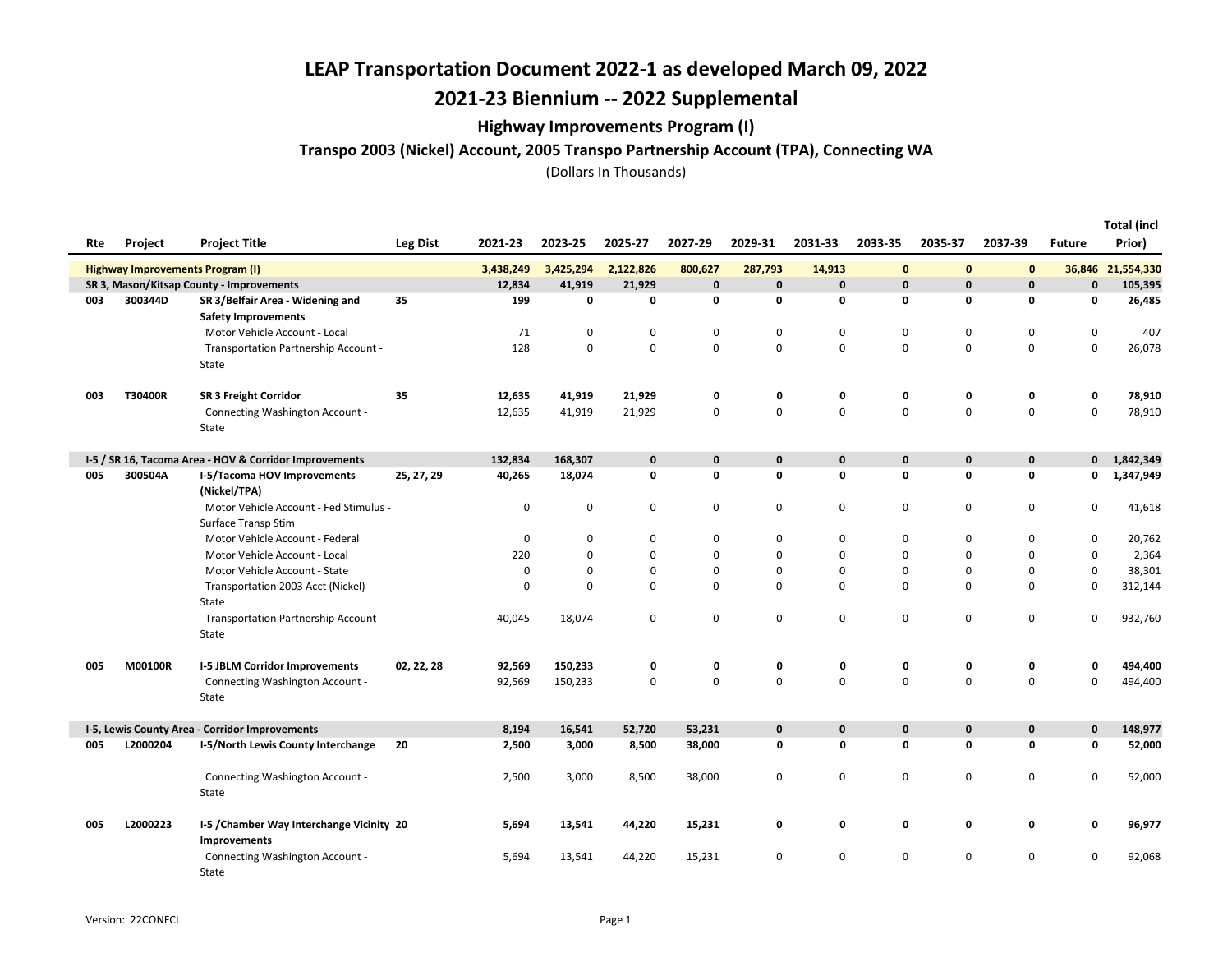# LEAP Transportation Document 2022-1 as developed March 09, 2022

# 2021-23 Biennium -- 2022 Supplemental

## Highway Improvements Program (I)

### Transpo 2003 (Nickel) Account, 2005 Transpo Partnership Account (TPA), Connecting WA

(Dollars In Thousands)

| Rte | Project | Project Title | Leg Dist | 2021-23 | 2023-25 | 2025-27 | 2027-29 | 2029-31 | 2031-33 | 2033-35 | 2035-37 | 2037-39 | Future | Total (incl Prior) |
|---|---|---|---|---|---|---|---|---|---|---|---|---|---|---|
| **Highway Improvements Program (I)** | | | | **3,438,249** | **3,425,294** | **2,122,826** | **800,627** | **287,793** | **14,913** | **0** | **0** | **0** | **36,846** | **21,554,330** |
| **SR 3, Mason/Kitsap County - Improvements** | | | | **12,834** | **41,919** | **21,929** | **0** | **0** | **0** | **0** | **0** | **0** | **0** | **105,395** |
| **003** | **300344D** | **SR 3/Belfair Area - Widening and Safety Improvements** | **35** | **199** | **0** | **0** | **0** | **0** | **0** | **0** | **0** | **0** | **0** | **26,485** |
| | | Motor Vehicle Account - Local | | 71 | 0 | 0 | 0 | 0 | 0 | 0 | 0 | 0 | 0 | 407 |
| | | Transportation Partnership Account - State | | 128 | 0 | 0 | 0 | 0 | 0 | 0 | 0 | 0 | 0 | 26,078 |
| **003** | **T30400R** | **SR 3 Freight Corridor** | **35** | **12,635** | **41,919** | **21,929** | **0** | **0** | **0** | **0** | **0** | **0** | **0** | **78,910** |
| | | Connecting Washington Account - State | | 12,635 | 41,919 | 21,929 | 0 | 0 | 0 | 0 | 0 | 0 | 0 | 78,910 |
| **I-5 / SR 16, Tacoma Area - HOV & Corridor Improvements** | | | | **132,834** | **168,307** | **0** | **0** | **0** | **0** | **0** | **0** | **0** | **0** | **1,842,349** |
| **005** | **300504A** | **I-5/Tacoma HOV Improvements (Nickel/TPA)** | **25, 27, 29** | **40,265** | **18,074** | **0** | **0** | **0** | **0** | **0** | **0** | **0** | **0** | **1,347,949** |
| | | Motor Vehicle Account - Fed Stimulus - Surface Transp Stim | | 0 | 0 | 0 | 0 | 0 | 0 | 0 | 0 | 0 | 0 | 41,618 |
| | | Motor Vehicle Account - Federal | | 0 | 0 | 0 | 0 | 0 | 0 | 0 | 0 | 0 | 0 | 20,762 |
| | | Motor Vehicle Account - Local | | 220 | 0 | 0 | 0 | 0 | 0 | 0 | 0 | 0 | 0 | 2,364 |
| | | Motor Vehicle Account - State | | 0 | 0 | 0 | 0 | 0 | 0 | 0 | 0 | 0 | 0 | 38,301 |
| | | Transportation 2003 Acct (Nickel) - State | | 0 | 0 | 0 | 0 | 0 | 0 | 0 | 0 | 0 | 0 | 312,144 |
| | | Transportation Partnership Account - State | | 40,045 | 18,074 | 0 | 0 | 0 | 0 | 0 | 0 | 0 | 0 | 932,760 |
| **005** | **M00100R** | **I-5 JBLM Corridor Improvements** | **02, 22, 28** | **92,569** | **150,233** | **0** | **0** | **0** | **0** | **0** | **0** | **0** | **0** | **494,400** |
| | | Connecting Washington Account - State | | 92,569 | 150,233 | 0 | 0 | 0 | 0 | 0 | 0 | 0 | 0 | 494,400 |
| **I-5, Lewis County Area - Corridor Improvements** | | | | **8,194** | **16,541** | **52,720** | **53,231** | **0** | **0** | **0** | **0** | **0** | **0** | **148,977** |
| **005** | **L2000204** | **I-5/North Lewis County Interchange** | **20** | **2,500** | **3,000** | **8,500** | **38,000** | **0** | **0** | **0** | **0** | **0** | **0** | **52,000** |
| | | Connecting Washington Account - State | | 2,500 | 3,000 | 8,500 | 38,000 | 0 | 0 | 0 | 0 | 0 | 0 | 52,000 |
| **005** | **L2000223** | **I-5 /Chamber Way Interchange Vicinity Improvements** | **20** | **5,694** | **13,541** | **44,220** | **15,231** | **0** | **0** | **0** | **0** | **0** | **0** | **96,977** |
| | | Connecting Washington Account - State | | 5,694 | 13,541 | 44,220 | 15,231 | 0 | 0 | 0 | 0 | 0 | 0 | 92,068 |

Version: 22CONFCL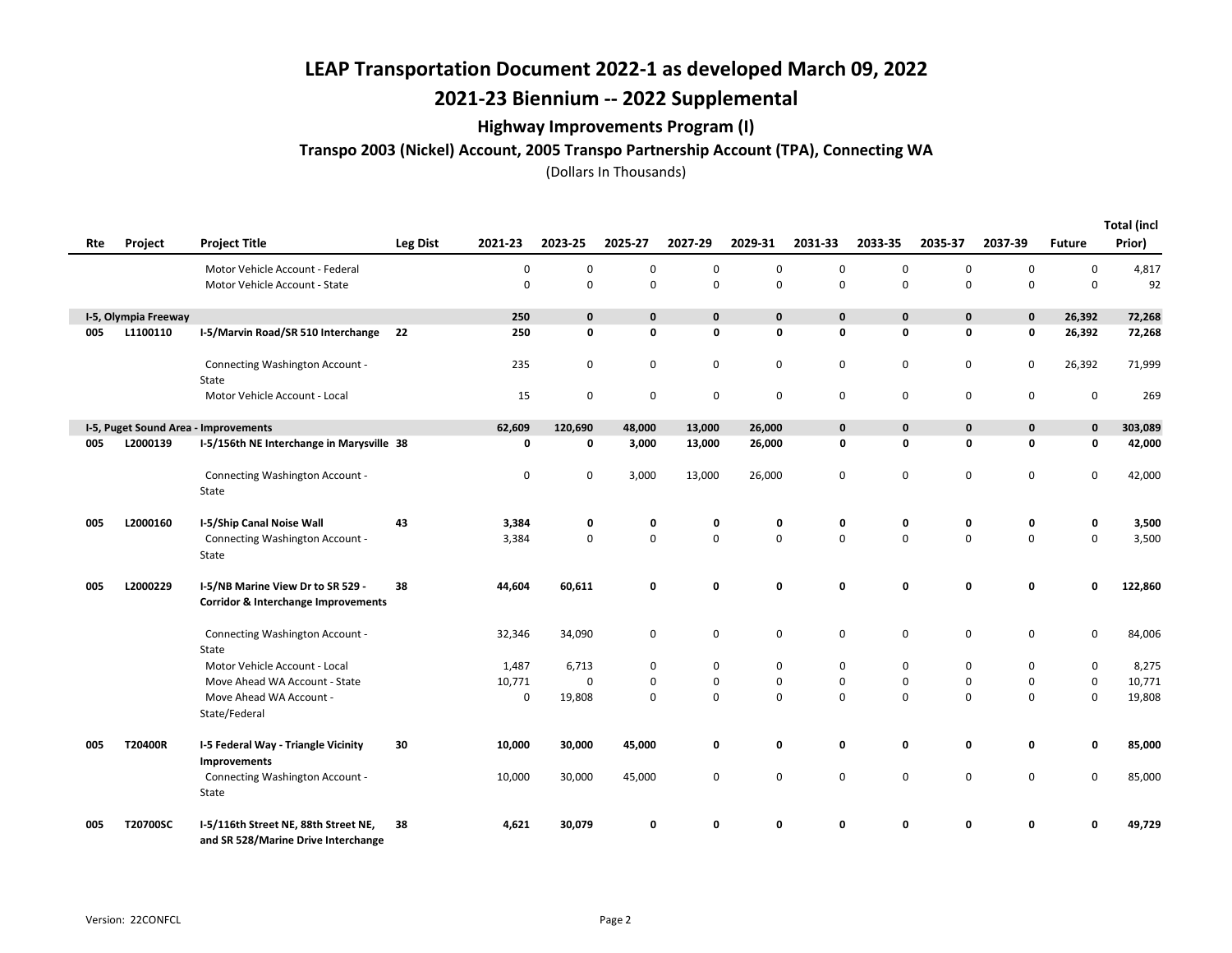# LEAP Transportation Document 2022-1 as developed March 09, 2022

## 2021-23 Biennium -- 2022 Supplemental

### Highway Improvements Program (I)

#### Transpo 2003 (Nickel) Account, 2005 Transpo Partnership Account (TPA), Connecting WA

(Dollars In Thousands)

| Rte | Project | Project Title | Leg Dist | 2021-23 | 2023-25 | 2025-27 | 2027-29 | 2029-31 | 2031-33 | 2033-35 | 2035-37 | 2037-39 | Future | Total (incl Prior) |
|---|---|---|---|---|---|---|---|---|---|---|---|---|---|---|
| | | Motor Vehicle Account - Federal | | 0 | 0 | 0 | 0 | 0 | 0 | 0 | 0 | 0 | 0 | 4,817 |
| | | Motor Vehicle Account - State | | 0 | 0 | 0 | 0 | 0 | 0 | 0 | 0 | 0 | 0 | 92 |
| **I-5, Olympia Freeway** | | | | **250** | **0** | **0** | **0** | **0** | **0** | **0** | **0** | **0** | **26,392** | **72,268** |
| **005** | **L1100110** | **I-5/Marvin Road/SR 510 Interchange** | **22** | **250** | **0** | **0** | **0** | **0** | **0** | **0** | **0** | **0** | **26,392** | **72,268** |
| | | Connecting Washington Account - State | | 235 | 0 | 0 | 0 | 0 | 0 | 0 | 0 | 0 | 26,392 | 71,999 |
| | | Motor Vehicle Account - Local | | 15 | 0 | 0 | 0 | 0 | 0 | 0 | 0 | 0 | 0 | 269 |
| **I-5, Puget Sound Area - Improvements** | | | | **62,609** | **120,690** | **48,000** | **13,000** | **26,000** | **0** | **0** | **0** | **0** | **0** | **303,089** |
| **005** | **L2000139** | **I-5/156th NE Interchange in Marysville** | **38** | **0** | **0** | **3,000** | **13,000** | **26,000** | **0** | **0** | **0** | **0** | **0** | **42,000** |
| | | Connecting Washington Account - State | | 0 | 0 | 3,000 | 13,000 | 26,000 | 0 | 0 | 0 | 0 | 0 | 42,000 |
| **005** | **L2000160** | **I-5/Ship Canal Noise Wall** | **43** | **3,384** | **0** | **0** | **0** | **0** | **0** | **0** | **0** | **0** | **0** | **3,500** |
| | | Connecting Washington Account - State | | 3,384 | 0 | 0 | 0 | 0 | 0 | 0 | 0 | 0 | 0 | 3,500 |
| **005** | **L2000229** | **I-5/NB Marine View Dr to SR 529 - Corridor & Interchange Improvements** | **38** | **44,604** | **60,611** | **0** | **0** | **0** | **0** | **0** | **0** | **0** | **0** | **122,860** |
| | | Connecting Washington Account - State | | 32,346 | 34,090 | 0 | 0 | 0 | 0 | 0 | 0 | 0 | 0 | 84,006 |
| | | Motor Vehicle Account - Local | | 1,487 | 6,713 | 0 | 0 | 0 | 0 | 0 | 0 | 0 | 0 | 8,275 |
| | | Move Ahead WA Account - State | | 10,771 | 0 | 0 | 0 | 0 | 0 | 0 | 0 | 0 | 0 | 10,771 |
| | | Move Ahead WA Account - State/Federal | | 0 | 19,808 | 0 | 0 | 0 | 0 | 0 | 0 | 0 | 0 | 19,808 |
| **005** | **T20400R** | **I-5 Federal Way - Triangle Vicinity Improvements** | **30** | **10,000** | **30,000** | **45,000** | **0** | **0** | **0** | **0** | **0** | **0** | **0** | **85,000** |
| | | Connecting Washington Account - State | | 10,000 | 30,000 | 45,000 | 0 | 0 | 0 | 0 | 0 | 0 | 0 | 85,000 |
| **005** | **T20700SC** | **I-5/116th Street NE, 88th Street NE, and SR 528/Marine Drive Interchange** | **38** | **4,621** | **30,079** | **0** | **0** | **0** | **0** | **0** | **0** | **0** | **0** | **49,729** |

Version: 22CONFCL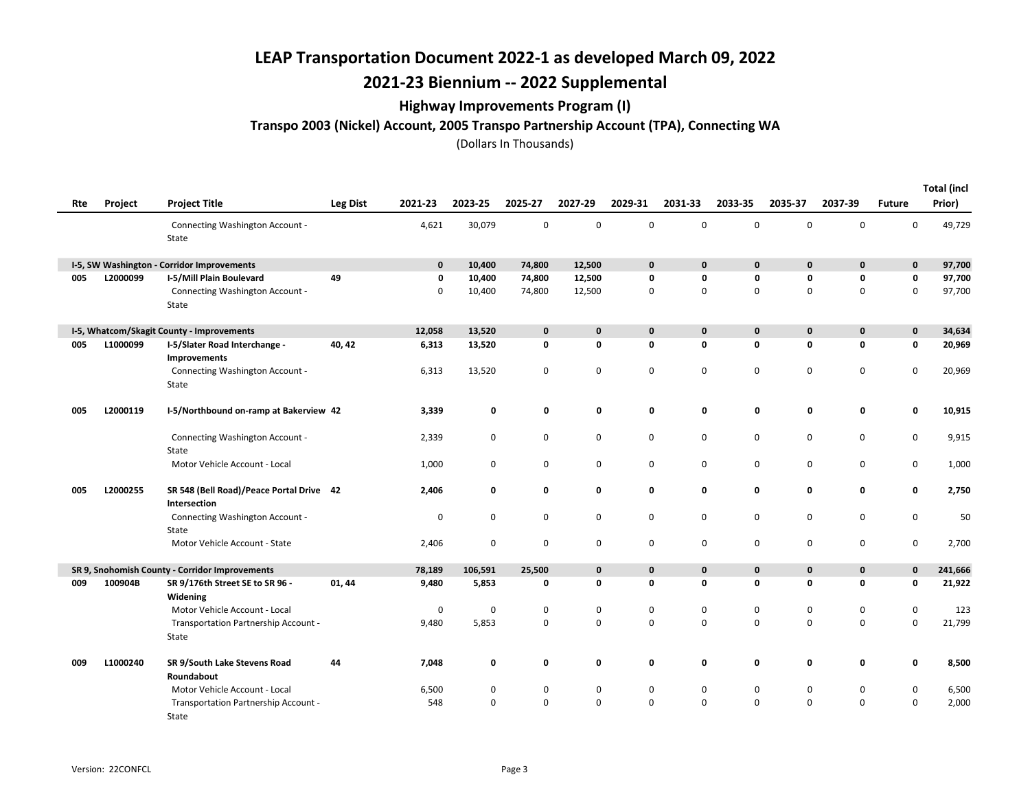# LEAP Transportation Document 2022-1 as developed March 09, 2022

## 2021-23 Biennium -- 2022 Supplemental

### Highway Improvements Program (I)

**Transpo 2003 (Nickel) Account, 2005 Transpo Partnership Account (TPA), Connecting WA**

(Dollars In Thousands)

| Rte | Project | Project Title | Leg Dist | 2021-23 | 2023-25 | 2025-27 | 2027-29 | 2029-31 | 2031-33 | 2033-35 | 2035-37 | 2037-39 | Future | Total (incl Prior) |
|---|---|---|---|---|---|---|---|---|---|---|---|---|---|---|
| | | Connecting Washington Account - State | | 4,621 | 30,079 | 0 | 0 | 0 | 0 | 0 | 0 | 0 | 0 | 49,729 |
| **I-5, SW Washington - Corridor Improvements** | | | | **0** | **10,400** | **74,800** | **12,500** | **0** | **0** | **0** | **0** | **0** | **0** | **97,700** |
| **005** | **L2000099** | **I-5/Mill Plain Boulevard** | **49** | **0** | **10,400** | **74,800** | **12,500** | **0** | **0** | **0** | **0** | **0** | **0** | **97,700** |
| | | Connecting Washington Account - State | | 0 | 10,400 | 74,800 | 12,500 | 0 | 0 | 0 | 0 | 0 | 0 | 97,700 |
| **I-5, Whatcom/Skagit County - Improvements** | | | | **12,058** | **13,520** | **0** | **0** | **0** | **0** | **0** | **0** | **0** | **0** | **34,634** |
| **005** | **L1000099** | **I-5/Slater Road Interchange - Improvements** | **40, 42** | **6,313** | **13,520** | **0** | **0** | **0** | **0** | **0** | **0** | **0** | **0** | **20,969** |
| | | Connecting Washington Account - State | | 6,313 | 13,520 | 0 | 0 | 0 | 0 | 0 | 0 | 0 | 0 | 20,969 |
| **005** | **L2000119** | **I-5/Northbound on-ramp at Bakerview** | **42** | **3,339** | **0** | **0** | **0** | **0** | **0** | **0** | **0** | **0** | **0** | **10,915** |
| | | Connecting Washington Account - State | | 2,339 | 0 | 0 | 0 | 0 | 0 | 0 | 0 | 0 | 0 | 9,915 |
| | | Motor Vehicle Account - Local | | 1,000 | 0 | 0 | 0 | 0 | 0 | 0 | 0 | 0 | 0 | 1,000 |
| **005** | **L2000255** | **SR 548 (Bell Road)/Peace Portal Drive Intersection** | **42** | **2,406** | **0** | **0** | **0** | **0** | **0** | **0** | **0** | **0** | **0** | **2,750** |
| | | Connecting Washington Account - State | | 0 | 0 | 0 | 0 | 0 | 0 | 0 | 0 | 0 | 0 | 50 |
| | | Motor Vehicle Account - State | | 2,406 | 0 | 0 | 0 | 0 | 0 | 0 | 0 | 0 | 0 | 2,700 |
| **SR 9, Snohomish County - Corridor Improvements** | | | | **78,189** | **106,591** | **25,500** | **0** | **0** | **0** | **0** | **0** | **0** | **0** | **241,666** |
| **009** | **100904B** | **SR 9/176th Street SE to SR 96 - Widening** | **01, 44** | **9,480** | **5,853** | **0** | **0** | **0** | **0** | **0** | **0** | **0** | **0** | **21,922** |
| | | Motor Vehicle Account - Local | | 0 | 0 | 0 | 0 | 0 | 0 | 0 | 0 | 0 | 0 | 123 |
| | | Transportation Partnership Account - State | | 9,480 | 5,853 | 0 | 0 | 0 | 0 | 0 | 0 | 0 | 0 | 21,799 |
| **009** | **L1000240** | **SR 9/South Lake Stevens Road Roundabout** | **44** | **7,048** | **0** | **0** | **0** | **0** | **0** | **0** | **0** | **0** | **0** | **8,500** |
| | | Motor Vehicle Account - Local | | 6,500 | 0 | 0 | 0 | 0 | 0 | 0 | 0 | 0 | 0 | 6,500 |
| | | Transportation Partnership Account - State | | 548 | 0 | 0 | 0 | 0 | 0 | 0 | 0 | 0 | 0 | 2,000 |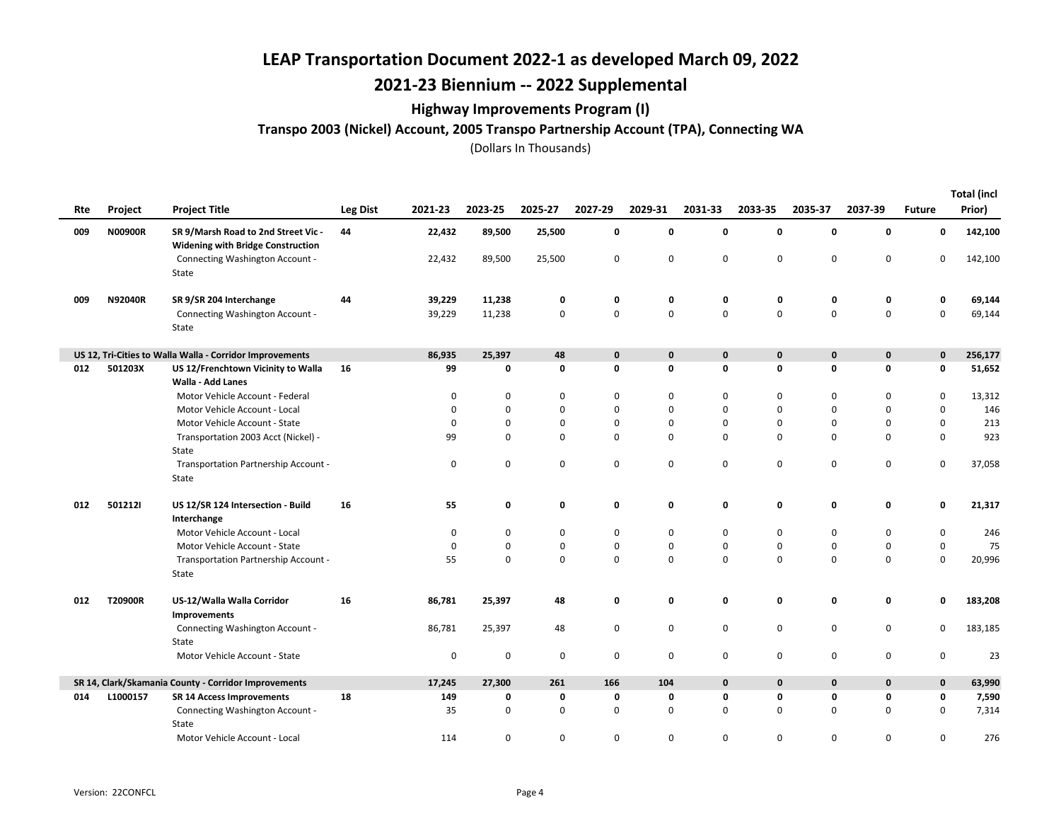# LEAP Transportation Document 2022-1 as developed March 09, 2022

## 2021-23 Biennium -- 2022 Supplemental

### Highway Improvements Program (I)

#### Transpo 2003 (Nickel) Account, 2005 Transpo Partnership Account (TPA), Connecting WA

(Dollars In Thousands)

| Rte | Project | Project Title | Leg Dist | 2021-23 | 2023-25 | 2025-27 | 2027-29 | 2029-31 | 2031-33 | 2033-35 | 2035-37 | 2037-39 | Future | Total (incl Prior) |
|---|---|---|---|---|---|---|---|---|---|---|---|---|---|---|
| **009** | **N00900R** | **SR 9/Marsh Road to 2nd Street Vic - Widening with Bridge Construction** | **44** | **22,432** | **89,500** | **25,500** | **0** | **0** | **0** | **0** | **0** | **0** | **0** | **142,100** |
| | | Connecting Washington Account - State | | 22,432 | 89,500 | 25,500 | 0 | 0 | 0 | 0 | 0 | 0 | 0 | 142,100 |
| **009** | **N92040R** | **SR 9/SR 204 Interchange** | **44** | **39,229** | **11,238** | **0** | **0** | **0** | **0** | **0** | **0** | **0** | **0** | **69,144** |
| | | Connecting Washington Account - State | | 39,229 | 11,238 | 0 | 0 | 0 | 0 | 0 | 0 | 0 | 0 | 69,144 |
| **US 12, Tri-Cities to Walla Walla - Corridor Improvements** | | | | **86,935** | **25,397** | **48** | **0** | **0** | **0** | **0** | **0** | **0** | **0** | **256,177** |
| **012** | **501203X** | **US 12/Frenchtown Vicinity to Walla Walla - Add Lanes** | **16** | **99** | **0** | **0** | **0** | **0** | **0** | **0** | **0** | **0** | **0** | **51,652** |
| | | Motor Vehicle Account - Federal | | 0 | 0 | 0 | 0 | 0 | 0 | 0 | 0 | 0 | 0 | 13,312 |
| | | Motor Vehicle Account - Local | | 0 | 0 | 0 | 0 | 0 | 0 | 0 | 0 | 0 | 0 | 146 |
| | | Motor Vehicle Account - State | | 0 | 0 | 0 | 0 | 0 | 0 | 0 | 0 | 0 | 0 | 213 |
| | | Transportation 2003 Acct (Nickel) - State | | 99 | 0 | 0 | 0 | 0 | 0 | 0 | 0 | 0 | 0 | 923 |
| | | Transportation Partnership Account - State | | 0 | 0 | 0 | 0 | 0 | 0 | 0 | 0 | 0 | 0 | 37,058 |
| **012** | **501212I** | **US 12/SR 124 Intersection - Build Interchange** | **16** | **55** | **0** | **0** | **0** | **0** | **0** | **0** | **0** | **0** | **0** | **21,317** |
| | | Motor Vehicle Account - Local | | 0 | 0 | 0 | 0 | 0 | 0 | 0 | 0 | 0 | 0 | 246 |
| | | Motor Vehicle Account - State | | 0 | 0 | 0 | 0 | 0 | 0 | 0 | 0 | 0 | 0 | 75 |
| | | Transportation Partnership Account - State | | 55 | 0 | 0 | 0 | 0 | 0 | 0 | 0 | 0 | 0 | 20,996 |
| **012** | **T20900R** | **US-12/Walla Walla Corridor Improvements** | **16** | **86,781** | **25,397** | **48** | **0** | **0** | **0** | **0** | **0** | **0** | **0** | **183,208** |
| | | Connecting Washington Account - State | | 86,781 | 25,397 | 48 | 0 | 0 | 0 | 0 | 0 | 0 | 0 | 183,185 |
| | | Motor Vehicle Account - State | | 0 | 0 | 0 | 0 | 0 | 0 | 0 | 0 | 0 | 0 | 23 |
| **SR 14, Clark/Skamania County - Corridor Improvements** | | | | **17,245** | **27,300** | **261** | **166** | **104** | **0** | **0** | **0** | **0** | **0** | **63,990** |
| **014** | **L1000157** | **SR 14 Access Improvements** | **18** | **149** | **0** | **0** | **0** | **0** | **0** | **0** | **0** | **0** | **0** | **7,590** |
| | | Connecting Washington Account - State | | 35 | 0 | 0 | 0 | 0 | 0 | 0 | 0 | 0 | 0 | 7,314 |
| | | Motor Vehicle Account - Local | | 114 | 0 | 0 | 0 | 0 | 0 | 0 | 0 | 0 | 0 | 276 |

Version: 22CONFCL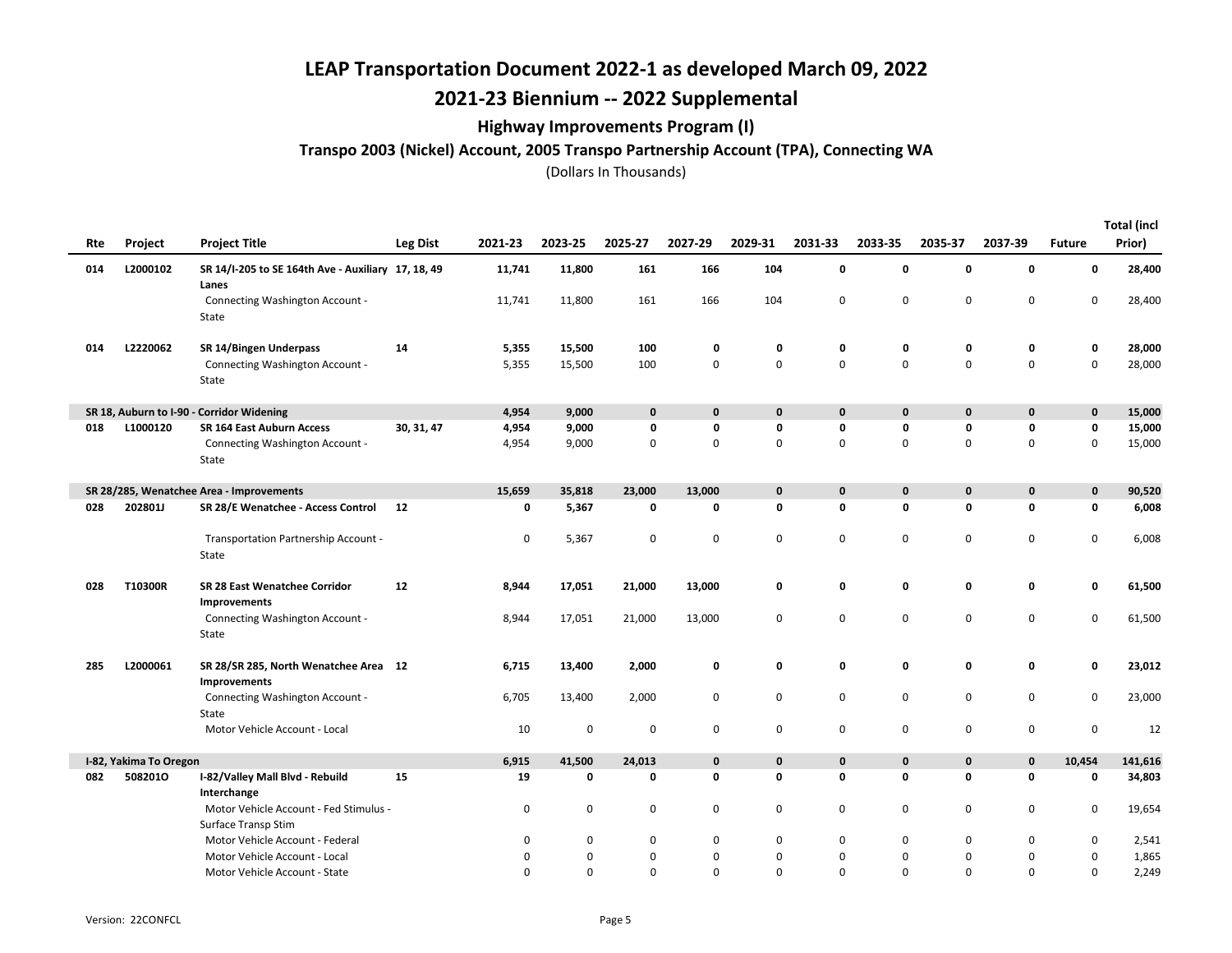# LEAP Transportation Document 2022-1 as developed March 09, 2022

## 2021-23 Biennium -- 2022 Supplemental

### Highway Improvements Program (I)

#### Transpo 2003 (Nickel) Account, 2005 Transpo Partnership Account (TPA), Connecting WA

(Dollars In Thousands)

| Rte | Project | Project Title | Leg Dist | 2021-23 | 2023-25 | 2025-27 | 2027-29 | 2029-31 | 2031-33 | 2033-35 | 2035-37 | 2037-39 | Future | Total (incl Prior) |
|---|---|---|---|---|---|---|---|---|---|---|---|---|---|---|
| **014** | **L2000102** | **SR 14/I-205 to SE 164th Ave - Auxiliary Lanes** | **17, 18, 49** | **11,741** | **11,800** | **161** | **166** | **104** | **0** | **0** | **0** | **0** | **0** | **28,400** |
| | | Connecting Washington Account - State | | 11,741 | 11,800 | 161 | 166 | 104 | 0 | 0 | 0 | 0 | 0 | 28,400 |
| **014** | **L2220062** | **SR 14/Bingen Underpass** | **14** | **5,355** | **15,500** | **100** | **0** | **0** | **0** | **0** | **0** | **0** | **0** | **28,000** |
| | | Connecting Washington Account - State | | 5,355 | 15,500 | 100 | 0 | 0 | 0 | 0 | 0 | 0 | 0 | 28,000 |
| **SR 18, Auburn to I-90 - Corridor Widening** | | | | **4,954** | **9,000** | **0** | **0** | **0** | **0** | **0** | **0** | **0** | **0** | **15,000** |
| **018** | **L1000120** | **SR 164 East Auburn Access** | **30, 31, 47** | **4,954** | **9,000** | **0** | **0** | **0** | **0** | **0** | **0** | **0** | **0** | **15,000** |
| | | Connecting Washington Account - State | | 4,954 | 9,000 | 0 | 0 | 0 | 0 | 0 | 0 | 0 | 0 | 15,000 |
| **SR 28/285, Wenatchee Area - Improvements** | | | | **15,659** | **35,818** | **23,000** | **13,000** | **0** | **0** | **0** | **0** | **0** | **0** | **90,520** |
| **028** | **202801J** | **SR 28/E Wenatchee - Access Control** | **12** | **0** | **5,367** | **0** | **0** | **0** | **0** | **0** | **0** | **0** | **0** | **6,008** |
| | | Transportation Partnership Account - State | | 0 | 5,367 | 0 | 0 | 0 | 0 | 0 | 0 | 0 | 0 | 6,008 |
| **028** | **T10300R** | **SR 28 East Wenatchee Corridor Improvements** | **12** | **8,944** | **17,051** | **21,000** | **13,000** | **0** | **0** | **0** | **0** | **0** | **0** | **61,500** |
| | | Connecting Washington Account - State | | 8,944 | 17,051 | 21,000 | 13,000 | 0 | 0 | 0 | 0 | 0 | 0 | 61,500 |
| **285** | **L2000061** | **SR 28/SR 285, North Wenatchee Area Improvements** | **12** | **6,715** | **13,400** | **2,000** | **0** | **0** | **0** | **0** | **0** | **0** | **0** | **23,012** |
| | | Connecting Washington Account - State | | 6,705 | 13,400 | 2,000 | 0 | 0 | 0 | 0 | 0 | 0 | 0 | 23,000 |
| | | Motor Vehicle Account - Local | | 10 | 0 | 0 | 0 | 0 | 0 | 0 | 0 | 0 | 0 | 12 |
| **I-82, Yakima To Oregon** | | | | **6,915** | **41,500** | **24,013** | **0** | **0** | **0** | **0** | **0** | **0** | **10,454** | **141,616** |
| **082** | **508201O** | **I-82/Valley Mall Blvd - Rebuild Interchange** | **15** | **19** | **0** | **0** | **0** | **0** | **0** | **0** | **0** | **0** | **0** | **34,803** |
| | | Motor Vehicle Account - Fed Stimulus - Surface Transp Stim | | 0 | 0 | 0 | 0 | 0 | 0 | 0 | 0 | 0 | 0 | 19,654 |
| | | Motor Vehicle Account - Federal | | 0 | 0 | 0 | 0 | 0 | 0 | 0 | 0 | 0 | 0 | 2,541 |
| | | Motor Vehicle Account - Local | | 0 | 0 | 0 | 0 | 0 | 0 | 0 | 0 | 0 | 0 | 1,865 |
| | | Motor Vehicle Account - State | | 0 | 0 | 0 | 0 | 0 | 0 | 0 | 0 | 0 | 0 | 2,249 |

Version: 22CONFCL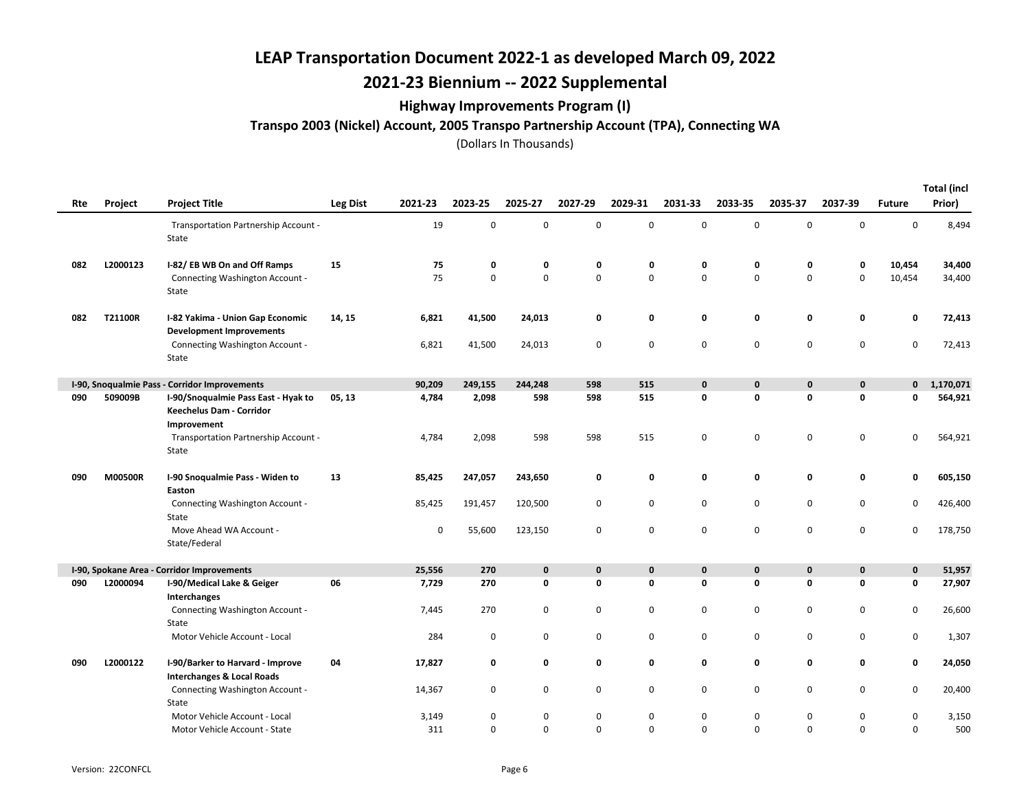# LEAP Transportation Document 2022-1 as developed March 09, 2022

## 2021-23 Biennium -- 2022 Supplemental

### Highway Improvements Program (I)

#### Transpo 2003 (Nickel) Account, 2005 Transpo Partnership Account (TPA), Connecting WA

(Dollars In Thousands)

| Rte | Project | Project Title | Leg Dist | 2021-23 | 2023-25 | 2025-27 | 2027-29 | 2029-31 | 2031-33 | 2033-35 | 2035-37 | 2037-39 | Future | Total (incl Prior) |
|---|---|---|---|---|---|---|---|---|---|---|---|---|---|---|
| | | Transportation Partnership Account - State | | 19 | 0 | 0 | 0 | 0 | 0 | 0 | 0 | 0 | 0 | 8,494 |
| **082** | **L2000123** | **I-82/ EB WB On and Off Ramps** | **15** | **75** | **0** | **0** | **0** | **0** | **0** | **0** | **0** | **0** | **10,454** | **34,400** |
| | | Connecting Washington Account - State | | 75 | 0 | 0 | 0 | 0 | 0 | 0 | 0 | 0 | 10,454 | 34,400 |
| **082** | **T21100R** | **I-82 Yakima - Union Gap Economic Development Improvements** | **14, 15** | **6,821** | **41,500** | **24,013** | **0** | **0** | **0** | **0** | **0** | **0** | **0** | **72,413** |
| | | Connecting Washington Account - State | | 6,821 | 41,500 | 24,013 | 0 | 0 | 0 | 0 | 0 | 0 | 0 | 72,413 |
| **I-90, Snoqualmie Pass - Corridor Improvements** | | | | **90,209** | **249,155** | **244,248** | **598** | **515** | **0** | **0** | **0** | **0** | **0** | **1,170,071** |
| **090** | **509009B** | **I-90/Snoqualmie Pass East - Hyak to Keechelus Dam - Corridor Improvement** | **05, 13** | **4,784** | **2,098** | **598** | **598** | **515** | **0** | **0** | **0** | **0** | **0** | **564,921** |
| | | Transportation Partnership Account - State | | 4,784 | 2,098 | 598 | 598 | 515 | 0 | 0 | 0 | 0 | 0 | 564,921 |
| **090** | **M00500R** | **I-90 Snoqualmie Pass - Widen to Easton** | **13** | **85,425** | **247,057** | **243,650** | **0** | **0** | **0** | **0** | **0** | **0** | **0** | **605,150** |
| | | Connecting Washington Account - State | | 85,425 | 191,457 | 120,500 | 0 | 0 | 0 | 0 | 0 | 0 | 0 | 426,400 |
| | | Move Ahead WA Account - State/Federal | | 0 | 55,600 | 123,150 | 0 | 0 | 0 | 0 | 0 | 0 | 0 | 178,750 |
| **I-90, Spokane Area - Corridor Improvements** | | | | **25,556** | **270** | **0** | **0** | **0** | **0** | **0** | **0** | **0** | **0** | **51,957** |
| **090** | **L2000094** | **I-90/Medical Lake & Geiger Interchanges** | **06** | **7,729** | **270** | **0** | **0** | **0** | **0** | **0** | **0** | **0** | **0** | **27,907** |
| | | Connecting Washington Account - State | | 7,445 | 270 | 0 | 0 | 0 | 0 | 0 | 0 | 0 | 0 | 26,600 |
| | | Motor Vehicle Account - Local | | 284 | 0 | 0 | 0 | 0 | 0 | 0 | 0 | 0 | 0 | 1,307 |
| **090** | **L2000122** | **I-90/Barker to Harvard - Improve Interchanges & Local Roads** | **04** | **17,827** | **0** | **0** | **0** | **0** | **0** | **0** | **0** | **0** | **0** | **24,050** |
| | | Connecting Washington Account - State | | 14,367 | 0 | 0 | 0 | 0 | 0 | 0 | 0 | 0 | 0 | 20,400 |
| | | Motor Vehicle Account - Local | | 3,149 | 0 | 0 | 0 | 0 | 0 | 0 | 0 | 0 | 0 | 3,150 |
| | | Motor Vehicle Account - State | | 311 | 0 | 0 | 0 | 0 | 0 | 0 | 0 | 0 | 0 | 500 |

Version: 22CONFCL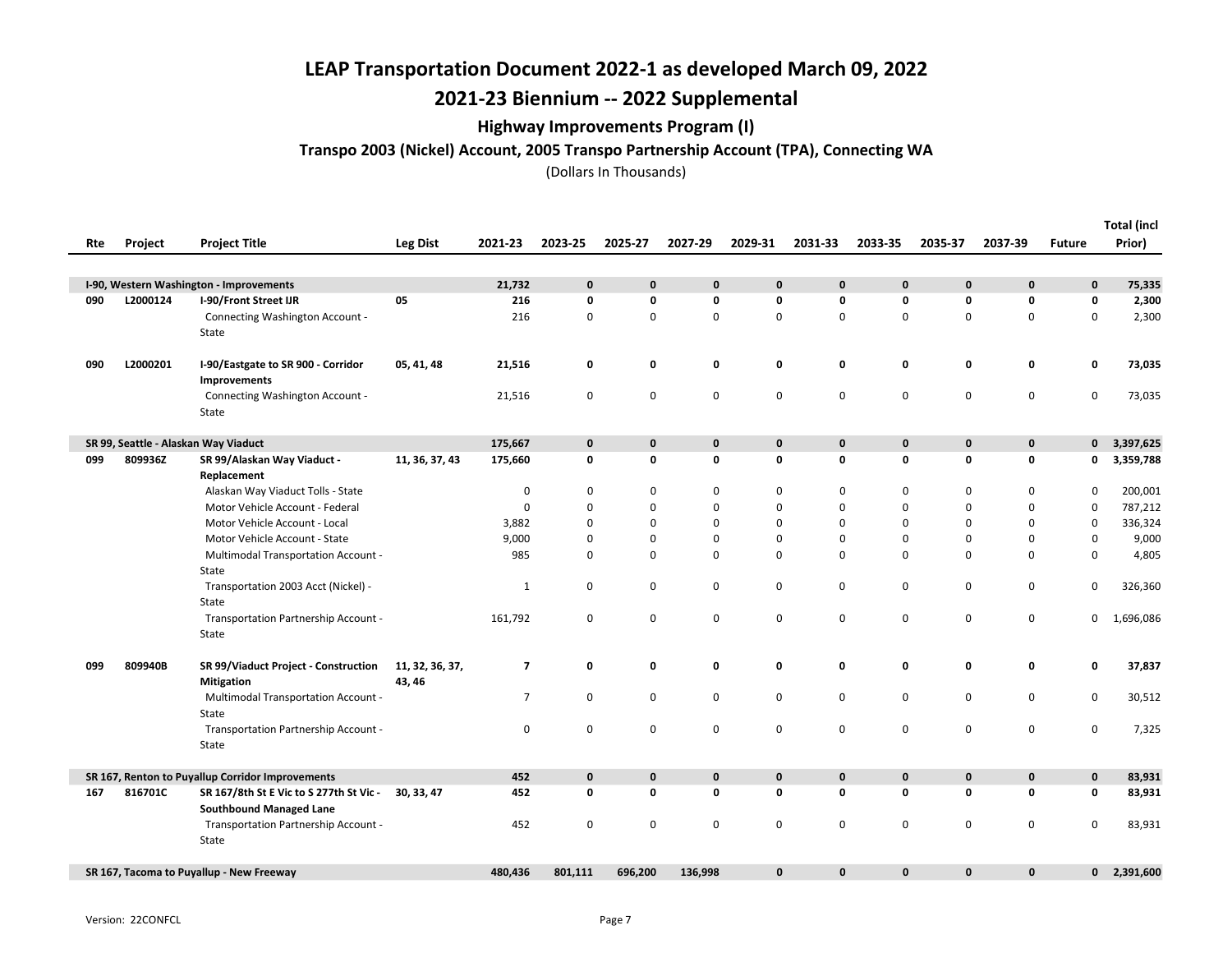# LEAP Transportation Document 2022-1 as developed March 09, 2022

## 2021-23 Biennium -- 2022 Supplemental

### Highway Improvements Program (I)

#### Transpo 2003 (Nickel) Account, 2005 Transpo Partnership Account (TPA), Connecting WA

(Dollars In Thousands)

| Rte | Project | Project Title | Leg Dist | 2021-23 | 2023-25 | 2025-27 | 2027-29 | 2029-31 | 2031-33 | 2033-35 | 2035-37 | 2037-39 | Future | Total (incl Prior) |
|---|---|---|---|---|---|---|---|---|---|---|---|---|---|---|
| **I-90, Western Washington - Improvements** | | | | **21,732** | **0** | **0** | **0** | **0** | **0** | **0** | **0** | **0** | **0** | **75,335** |
| **090** | **L2000124** | **I-90/Front Street IJR** | **05** | **216** | **0** | **0** | **0** | **0** | **0** | **0** | **0** | **0** | **0** | **2,300** |
| | | Connecting Washington Account - State | | 216 | 0 | 0 | 0 | 0 | 0 | 0 | 0 | 0 | 0 | 2,300 |
| **090** | **L2000201** | **I-90/Eastgate to SR 900 - Corridor Improvements** | **05, 41, 48** | **21,516** | **0** | **0** | **0** | **0** | **0** | **0** | **0** | **0** | **0** | **73,035** |
| | | Connecting Washington Account - State | | 21,516 | 0 | 0 | 0 | 0 | 0 | 0 | 0 | 0 | 0 | 73,035 |
| **SR 99, Seattle - Alaskan Way Viaduct** | | | | **175,667** | **0** | **0** | **0** | **0** | **0** | **0** | **0** | **0** | **0** | **3,397,625** |
| **099** | **809936Z** | **SR 99/Alaskan Way Viaduct - Replacement** | **11, 36, 37, 43** | **175,660** | **0** | **0** | **0** | **0** | **0** | **0** | **0** | **0** | **0** | **3,359,788** |
| | | Alaskan Way Viaduct Tolls - State | | 0 | 0 | 0 | 0 | 0 | 0 | 0 | 0 | 0 | 0 | 200,001 |
| | | Motor Vehicle Account - Federal | | 0 | 0 | 0 | 0 | 0 | 0 | 0 | 0 | 0 | 0 | 787,212 |
| | | Motor Vehicle Account - Local | | 3,882 | 0 | 0 | 0 | 0 | 0 | 0 | 0 | 0 | 0 | 336,324 |
| | | Motor Vehicle Account - State | | 9,000 | 0 | 0 | 0 | 0 | 0 | 0 | 0 | 0 | 0 | 9,000 |
| | | Multimodal Transportation Account - State | | 985 | 0 | 0 | 0 | 0 | 0 | 0 | 0 | 0 | 0 | 4,805 |
| | | Transportation 2003 Acct (Nickel) - State | | 1 | 0 | 0 | 0 | 0 | 0 | 0 | 0 | 0 | 0 | 326,360 |
| | | Transportation Partnership Account - State | | 161,792 | 0 | 0 | 0 | 0 | 0 | 0 | 0 | 0 | 0 | 1,696,086 |
| **099** | **809940B** | **SR 99/Viaduct Project - Construction Mitigation** | **11, 32, 36, 37, 43, 46** | **7** | **0** | **0** | **0** | **0** | **0** | **0** | **0** | **0** | **0** | **37,837** |
| | | Multimodal Transportation Account - State | | 7 | 0 | 0 | 0 | 0 | 0 | 0 | 0 | 0 | 0 | 30,512 |
| | | Transportation Partnership Account - State | | 0 | 0 | 0 | 0 | 0 | 0 | 0 | 0 | 0 | 0 | 7,325 |
| **SR 167, Renton to Puyallup Corridor Improvements** | | | | **452** | **0** | **0** | **0** | **0** | **0** | **0** | **0** | **0** | **0** | **83,931** |
| **167** | **816701C** | **SR 167/8th St E Vic to S 277th St Vic - Southbound Managed Lane** | **30, 33, 47** | **452** | **0** | **0** | **0** | **0** | **0** | **0** | **0** | **0** | **0** | **83,931** |
| | | Transportation Partnership Account - State | | 452 | 0 | 0 | 0 | 0 | 0 | 0 | 0 | 0 | 0 | 83,931 |
| **SR 167, Tacoma to Puyallup - New Freeway** | | | | **480,436** | **801,111** | **696,200** | **136,998** | **0** | **0** | **0** | **0** | **0** | **0** | **2,391,600** |

Version: 22CONFCL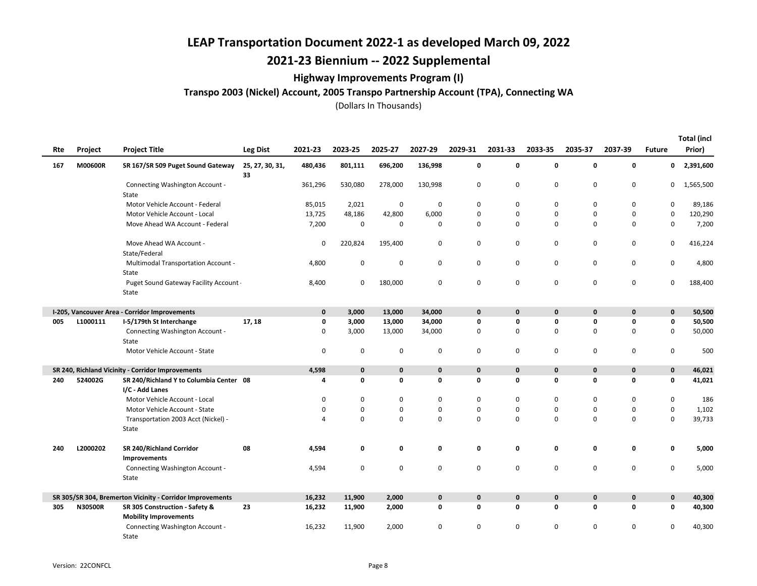# LEAP Transportation Document 2022-1 as developed March 09, 2022

## 2021-23 Biennium -- 2022 Supplemental

### Highway Improvements Program (I)

#### Transpo 2003 (Nickel) Account, 2005 Transpo Partnership Account (TPA), Connecting WA

(Dollars In Thousands)

| Rte | Project | Project Title | Leg Dist | 2021-23 | 2023-25 | 2025-27 | 2027-29 | 2029-31 | 2031-33 | 2033-35 | 2035-37 | 2037-39 | Future | Total (incl Prior) |
|---|---|---|---|---|---|---|---|---|---|---|---|---|---|---|
| **167** | **M00600R** | **SR 167/SR 509 Puget Sound Gateway** | **25, 27, 30, 31, 33** | **480,436** | **801,111** | **696,200** | **136,998** | **0** | **0** | **0** | **0** | **0** | **0** | **2,391,600** |
| | | Connecting Washington Account - State | | 361,296 | 530,080 | 278,000 | 130,998 | 0 | 0 | 0 | 0 | 0 | 0 | 1,565,500 |
| | | Motor Vehicle Account - Federal | | 85,015 | 2,021 | 0 | 0 | 0 | 0 | 0 | 0 | 0 | 0 | 89,186 |
| | | Motor Vehicle Account - Local | | 13,725 | 48,186 | 42,800 | 6,000 | 0 | 0 | 0 | 0 | 0 | 0 | 120,290 |
| | | Move Ahead WA Account - Federal | | 7,200 | 0 | 0 | 0 | 0 | 0 | 0 | 0 | 0 | 0 | 7,200 |
| | | Move Ahead WA Account - State/Federal | | 0 | 220,824 | 195,400 | 0 | 0 | 0 | 0 | 0 | 0 | 0 | 416,224 |
| | | Multimodal Transportation Account - State | | 4,800 | 0 | 0 | 0 | 0 | 0 | 0 | 0 | 0 | 0 | 4,800 |
| | | Puget Sound Gateway Facility Account - State | | 8,400 | 0 | 180,000 | 0 | 0 | 0 | 0 | 0 | 0 | 0 | 188,400 |
| **I-205, Vancouver Area - Corridor Improvements** | | | | **0** | **3,000** | **13,000** | **34,000** | **0** | **0** | **0** | **0** | **0** | **0** | **50,500** |
| **005** | **L1000111** | **I-5/179th St Interchange** | **17, 18** | **0** | **3,000** | **13,000** | **34,000** | **0** | **0** | **0** | **0** | **0** | **0** | **50,500** |
| | | Connecting Washington Account - State | | 0 | 3,000 | 13,000 | 34,000 | 0 | 0 | 0 | 0 | 0 | 0 | 50,000 |
| | | Motor Vehicle Account - State | | 0 | 0 | 0 | 0 | 0 | 0 | 0 | 0 | 0 | 0 | 500 |
| **SR 240, Richland Vicinity - Corridor Improvements** | | | | **4,598** | **0** | **0** | **0** | **0** | **0** | **0** | **0** | **0** | **0** | **46,021** |
| **240** | **524002G** | **SR 240/Richland Y to Columbia Center I/C - Add Lanes** | **08** | **4** | **0** | **0** | **0** | **0** | **0** | **0** | **0** | **0** | **0** | **41,021** |
| | | Motor Vehicle Account - Local | | 0 | 0 | 0 | 0 | 0 | 0 | 0 | 0 | 0 | 0 | 186 |
| | | Motor Vehicle Account - State | | 0 | 0 | 0 | 0 | 0 | 0 | 0 | 0 | 0 | 0 | 1,102 |
| | | Transportation 2003 Acct (Nickel) - State | | 4 | 0 | 0 | 0 | 0 | 0 | 0 | 0 | 0 | 0 | 39,733 |
| **240** | **L2000202** | **SR 240/Richland Corridor Improvements** | **08** | **4,594** | **0** | **0** | **0** | **0** | **0** | **0** | **0** | **0** | **0** | **5,000** |
| | | Connecting Washington Account - State | | 4,594 | 0 | 0 | 0 | 0 | 0 | 0 | 0 | 0 | 0 | 5,000 |
| **SR 305/SR 304, Bremerton Vicinity - Corridor Improvements** | | | | **16,232** | **11,900** | **2,000** | **0** | **0** | **0** | **0** | **0** | **0** | **0** | **40,300** |
| **305** | **N30500R** | **SR 305 Construction - Safety & Mobility Improvements** | **23** | **16,232** | **11,900** | **2,000** | **0** | **0** | **0** | **0** | **0** | **0** | **0** | **40,300** |
| | | Connecting Washington Account - State | | 16,232 | 11,900 | 2,000 | 0 | 0 | 0 | 0 | 0 | 0 | 0 | 40,300 |

Version: 22CONFCL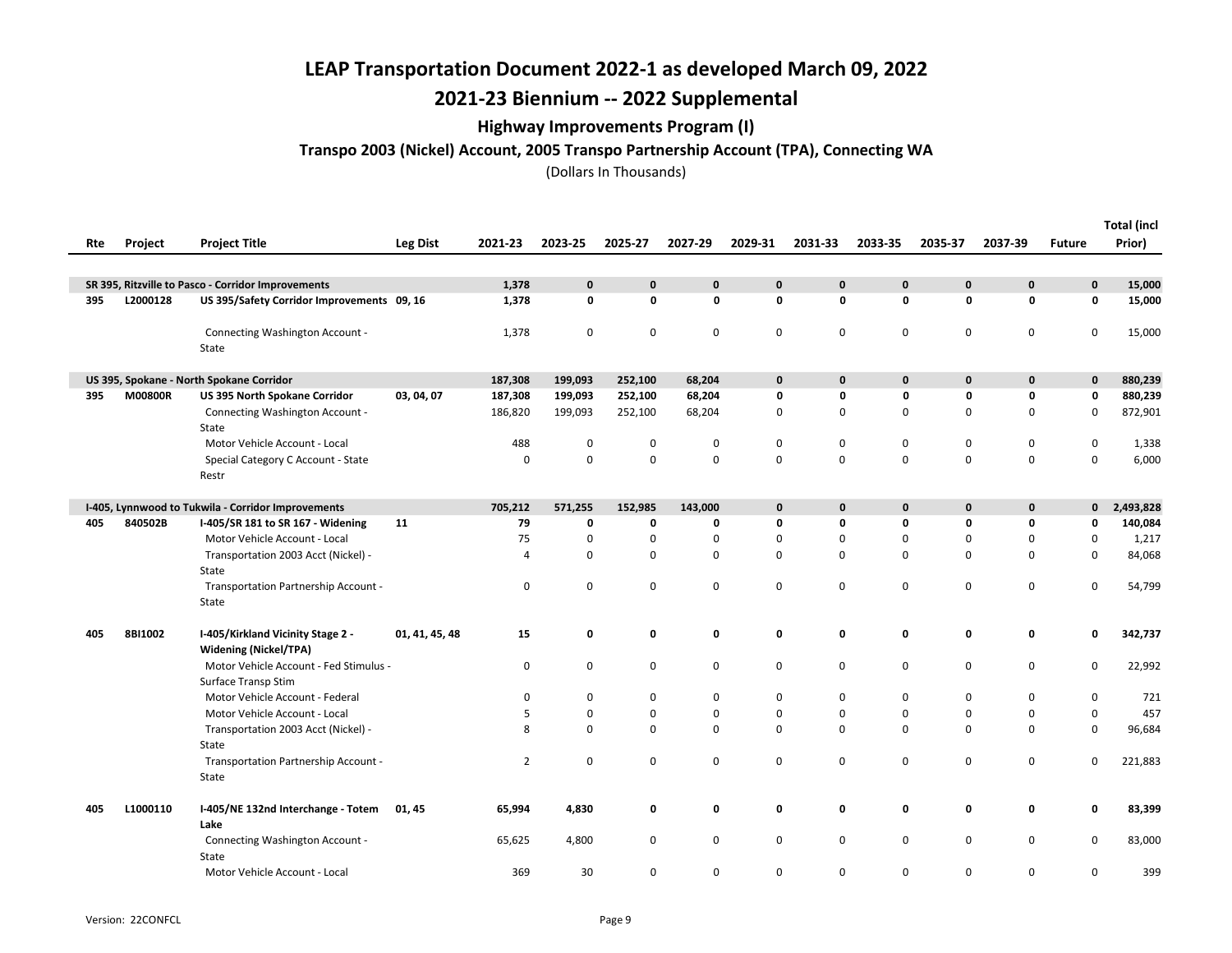# LEAP Transportation Document 2022-1 as developed March 09, 2022

## 2021-23 Biennium -- 2022 Supplemental

### Highway Improvements Program (I)

#### Transpo 2003 (Nickel) Account, 2005 Transpo Partnership Account (TPA), Connecting WA

(Dollars In Thousands)

| Rte | Project | Project Title | Leg Dist | 2021-23 | 2023-25 | 2025-27 | 2027-29 | 2029-31 | 2031-33 | 2033-35 | 2035-37 | 2037-39 | Future | Total (incl Prior) |
|---|---|---|---|---|---|---|---|---|---|---|---|---|---|---|
| **SR 395, Ritzville to Pasco - Corridor Improvements** | | | | **1,378** | **0** | **0** | **0** | **0** | **0** | **0** | **0** | **0** | **0** | **15,000** |
| **395** | **L2000128** | **US 395/Safety Corridor Improvements** | **09, 16** | **1,378** | **0** | **0** | **0** | **0** | **0** | **0** | **0** | **0** | **0** | **15,000** |
| | | Connecting Washington Account - State | | 1,378 | 0 | 0 | 0 | 0 | 0 | 0 | 0 | 0 | 0 | 15,000 |
| **US 395, Spokane - North Spokane Corridor** | | | | **187,308** | **199,093** | **252,100** | **68,204** | **0** | **0** | **0** | **0** | **0** | **0** | **880,239** |
| **395** | **M00800R** | **US 395 North Spokane Corridor** | **03, 04, 07** | **187,308** | **199,093** | **252,100** | **68,204** | **0** | **0** | **0** | **0** | **0** | **0** | **880,239** |
| | | Connecting Washington Account - State | | 186,820 | 199,093 | 252,100 | 68,204 | 0 | 0 | 0 | 0 | 0 | 0 | 872,901 |
| | | Motor Vehicle Account - Local | | 488 | 0 | 0 | 0 | 0 | 0 | 0 | 0 | 0 | 0 | 1,338 |
| | | Special Category C Account - State Restr | | 0 | 0 | 0 | 0 | 0 | 0 | 0 | 0 | 0 | 0 | 6,000 |
| **I-405, Lynnwood to Tukwila - Corridor Improvements** | | | | **705,212** | **571,255** | **152,985** | **143,000** | **0** | **0** | **0** | **0** | **0** | **0** | **2,493,828** |
| **405** | **840502B** | **I-405/SR 181 to SR 167 - Widening** | **11** | **79** | **0** | **0** | **0** | **0** | **0** | **0** | **0** | **0** | **0** | **140,084** |
| | | Motor Vehicle Account - Local | | 75 | 0 | 0 | 0 | 0 | 0 | 0 | 0 | 0 | 0 | 1,217 |
| | | Transportation 2003 Acct (Nickel) - State | | 4 | 0 | 0 | 0 | 0 | 0 | 0 | 0 | 0 | 0 | 84,068 |
| | | Transportation Partnership Account - State | | 0 | 0 | 0 | 0 | 0 | 0 | 0 | 0 | 0 | 0 | 54,799 |
| **405** | **8BI1002** | **I-405/Kirkland Vicinity Stage 2 - Widening (Nickel/TPA)** | **01, 41, 45, 48** | **15** | **0** | **0** | **0** | **0** | **0** | **0** | **0** | **0** | **0** | **342,737** |
| | | Motor Vehicle Account - Fed Stimulus - Surface Transp Stim | | 0 | 0 | 0 | 0 | 0 | 0 | 0 | 0 | 0 | 0 | 22,992 |
| | | Motor Vehicle Account - Federal | | 0 | 0 | 0 | 0 | 0 | 0 | 0 | 0 | 0 | 0 | 721 |
| | | Motor Vehicle Account - Local | | 5 | 0 | 0 | 0 | 0 | 0 | 0 | 0 | 0 | 0 | 457 |
| | | Transportation 2003 Acct (Nickel) - State | | 8 | 0 | 0 | 0 | 0 | 0 | 0 | 0 | 0 | 0 | 96,684 |
| | | Transportation Partnership Account - State | | 2 | 0 | 0 | 0 | 0 | 0 | 0 | 0 | 0 | 0 | 221,883 |
| **405** | **L1000110** | **I-405/NE 132nd Interchange - Totem Lake** | **01, 45** | **65,994** | **4,830** | **0** | **0** | **0** | **0** | **0** | **0** | **0** | **0** | **83,399** |
| | | Connecting Washington Account - State | | 65,625 | 4,800 | 0 | 0 | 0 | 0 | 0 | 0 | 0 | 0 | 83,000 |
| | | Motor Vehicle Account - Local | | 369 | 30 | 0 | 0 | 0 | 0 | 0 | 0 | 0 | 0 | 399 |

Version: 22CONFCL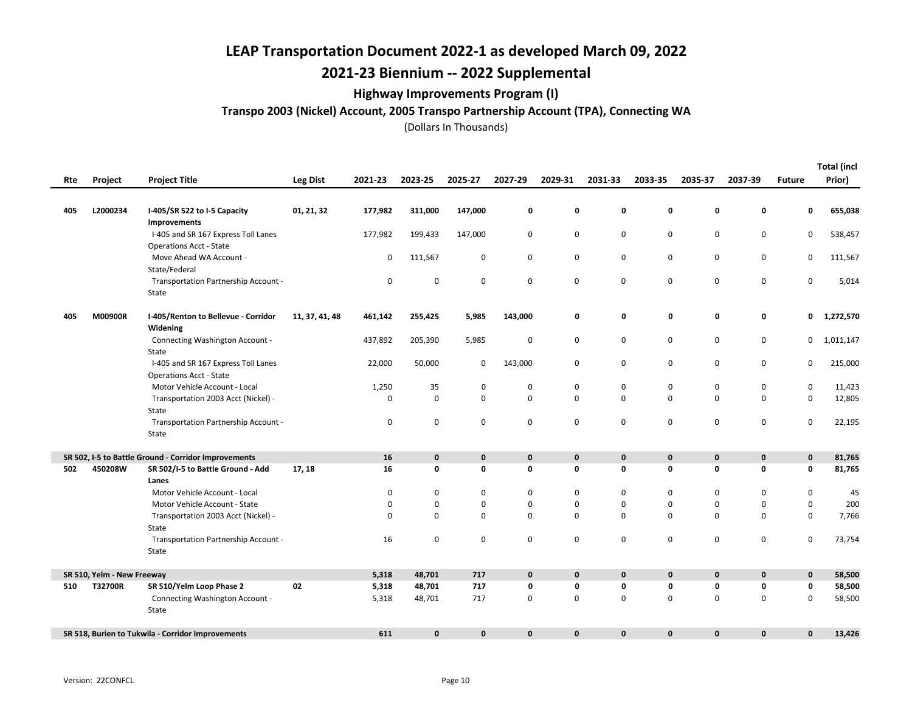# LEAP Transportation Document 2022-1 as developed March 09, 2022

# 2021-23 Biennium -- 2022 Supplemental

## Highway Improvements Program (I)

### Transpo 2003 (Nickel) Account, 2005 Transpo Partnership Account (TPA), Connecting WA

(Dollars In Thousands)

| Rte | Project | Project Title | Leg Dist | 2021-23 | 2023-25 | 2025-27 | 2027-29 | 2029-31 | 2031-33 | 2033-35 | 2035-37 | 2037-39 | Future | Total (incl Prior) |
|---|---|---|---|---|---|---|---|---|---|---|---|---|---|---|
| **405** | **L2000234** | **I-405/SR 522 to I-5 Capacity Improvements** | **01, 21, 32** | **177,982** | **311,000** | **147,000** | **0** | **0** | **0** | **0** | **0** | **0** | **0** | **655,038** |
| | | I-405 and SR 167 Express Toll Lanes Operations Acct - State | | 177,982 | 199,433 | 147,000 | 0 | 0 | 0 | 0 | 0 | 0 | 0 | 538,457 |
| | | Move Ahead WA Account - State/Federal | | 0 | 111,567 | 0 | 0 | 0 | 0 | 0 | 0 | 0 | 0 | 111,567 |
| | | Transportation Partnership Account - State | | 0 | 0 | 0 | 0 | 0 | 0 | 0 | 0 | 0 | 0 | 5,014 |
| **405** | **M00900R** | **I-405/Renton to Bellevue - Corridor Widening** | **11, 37, 41, 48** | **461,142** | **255,425** | **5,985** | **143,000** | **0** | **0** | **0** | **0** | **0** | **0** | **1,272,570** |
| | | Connecting Washington Account - State | | 437,892 | 205,390 | 5,985 | 0 | 0 | 0 | 0 | 0 | 0 | 0 | 1,011,147 |
| | | I-405 and SR 167 Express Toll Lanes Operations Acct - State | | 22,000 | 50,000 | 0 | 143,000 | 0 | 0 | 0 | 0 | 0 | 0 | 215,000 |
| | | Motor Vehicle Account - Local | | 1,250 | 35 | 0 | 0 | 0 | 0 | 0 | 0 | 0 | 0 | 11,423 |
| | | Transportation 2003 Acct (Nickel) - State | | 0 | 0 | 0 | 0 | 0 | 0 | 0 | 0 | 0 | 0 | 12,805 |
| | | Transportation Partnership Account - State | | 0 | 0 | 0 | 0 | 0 | 0 | 0 | 0 | 0 | 0 | 22,195 |
| **SR 502, I-5 to Battle Ground - Corridor Improvements** | | | | **16** | **0** | **0** | **0** | **0** | **0** | **0** | **0** | **0** | **0** | **81,765** |
| **502** | **450208W** | **SR 502/I-5 to Battle Ground - Add Lanes** | **17, 18** | **16** | **0** | **0** | **0** | **0** | **0** | **0** | **0** | **0** | **0** | **81,765** |
| | | Motor Vehicle Account - Local | | 0 | 0 | 0 | 0 | 0 | 0 | 0 | 0 | 0 | 0 | 45 |
| | | Motor Vehicle Account - State | | 0 | 0 | 0 | 0 | 0 | 0 | 0 | 0 | 0 | 0 | 200 |
| | | Transportation 2003 Acct (Nickel) - State | | 0 | 0 | 0 | 0 | 0 | 0 | 0 | 0 | 0 | 0 | 7,766 |
| | | Transportation Partnership Account - State | | 16 | 0 | 0 | 0 | 0 | 0 | 0 | 0 | 0 | 0 | 73,754 |
| **SR 510, Yelm - New Freeway** | | | | **5,318** | **48,701** | **717** | **0** | **0** | **0** | **0** | **0** | **0** | **0** | **58,500** |
| **510** | **T32700R** | **SR 510/Yelm Loop Phase 2** | **02** | **5,318** | **48,701** | **717** | **0** | **0** | **0** | **0** | **0** | **0** | **0** | **58,500** |
| | | Connecting Washington Account - State | | 5,318 | 48,701 | 717 | 0 | 0 | 0 | 0 | 0 | 0 | 0 | 58,500 |
| **SR 518, Burien to Tukwila - Corridor Improvements** | | | | **611** | **0** | **0** | **0** | **0** | **0** | **0** | **0** | **0** | **0** | **13,426** |

Version: 22CONFCL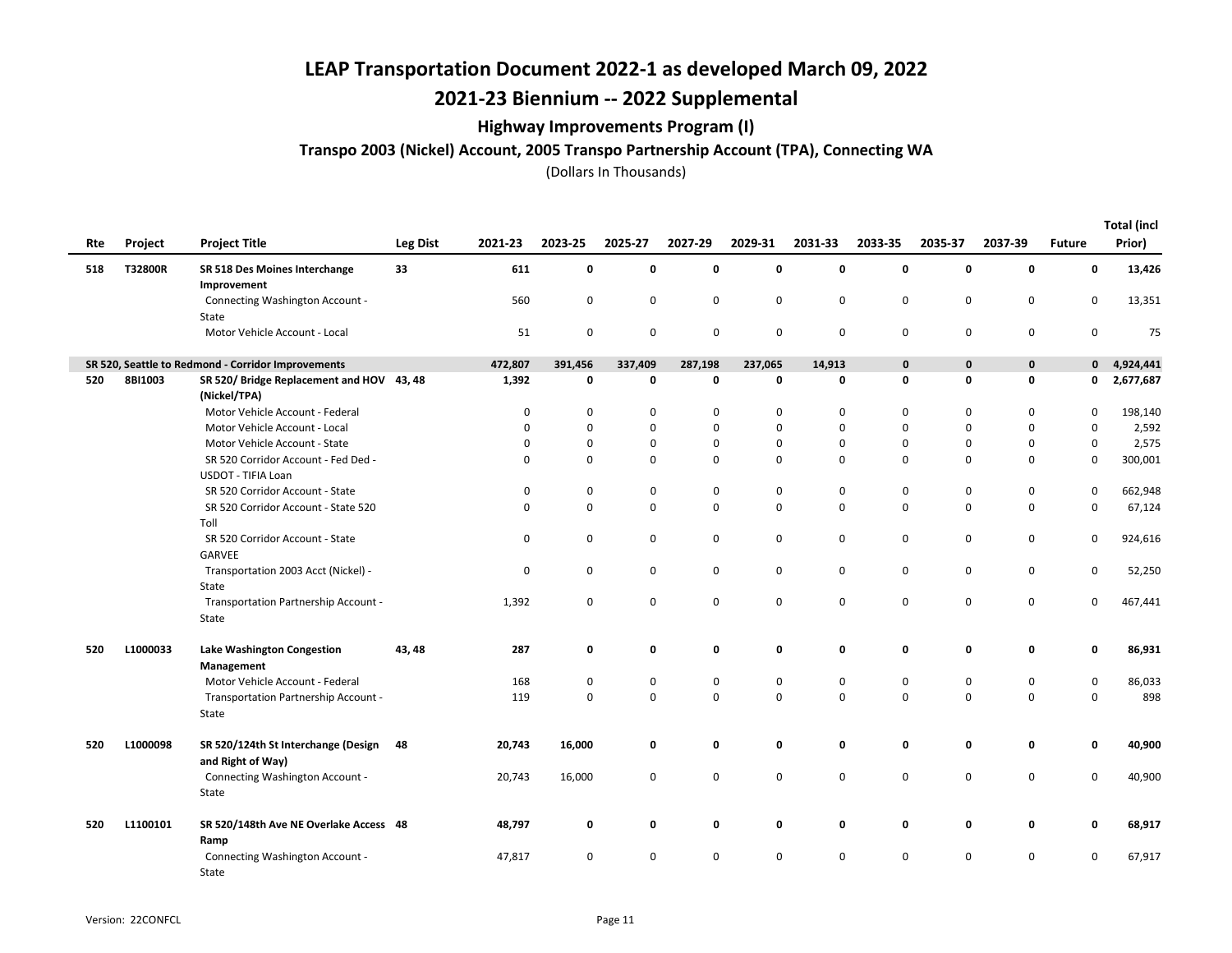# LEAP Transportation Document 2022-1 as developed March 09, 2022

## 2021-23 Biennium -- 2022 Supplemental

### Highway Improvements Program (I)

#### Transpo 2003 (Nickel) Account, 2005 Transpo Partnership Account (TPA), Connecting WA

(Dollars In Thousands)

| Rte | Project | Project Title | Leg Dist | 2021-23 | 2023-25 | 2025-27 | 2027-29 | 2029-31 | 2031-33 | 2033-35 | 2035-37 | 2037-39 | Future | Total (incl Prior) |
|---|---|---|---|---|---|---|---|---|---|---|---|---|---|---|
| **518** | **T32800R** | **SR 518 Des Moines Interchange Improvement** | **33** | **611** | **0** | **0** | **0** | **0** | **0** | **0** | **0** | **0** | **0** | **13,426** |
| | | Connecting Washington Account - State | | 560 | 0 | 0 | 0 | 0 | 0 | 0 | 0 | 0 | 0 | 13,351 |
| | | Motor Vehicle Account - Local | | 51 | 0 | 0 | 0 | 0 | 0 | 0 | 0 | 0 | 0 | 75 |
| **SR 520, Seattle to Redmond - Corridor Improvements** | | | | **472,807** | **391,456** | **337,409** | **287,198** | **237,065** | **14,913** | **0** | **0** | **0** | **0** | **4,924,441** |
| **520** | **8BI1003** | **SR 520/ Bridge Replacement and HOV (Nickel/TPA)** | **43, 48** | **1,392** | **0** | **0** | **0** | **0** | **0** | **0** | **0** | **0** | **0** | **2,677,687** |
| | | Motor Vehicle Account - Federal | | 0 | 0 | 0 | 0 | 0 | 0 | 0 | 0 | 0 | 0 | 198,140 |
| | | Motor Vehicle Account - Local | | 0 | 0 | 0 | 0 | 0 | 0 | 0 | 0 | 0 | 0 | 2,592 |
| | | Motor Vehicle Account - State | | 0 | 0 | 0 | 0 | 0 | 0 | 0 | 0 | 0 | 0 | 2,575 |
| | | SR 520 Corridor Account - Fed Ded - USDOT - TIFIA Loan | | 0 | 0 | 0 | 0 | 0 | 0 | 0 | 0 | 0 | 0 | 300,001 |
| | | SR 520 Corridor Account - State | | 0 | 0 | 0 | 0 | 0 | 0 | 0 | 0 | 0 | 0 | 662,948 |
| | | SR 520 Corridor Account - State 520 Toll | | 0 | 0 | 0 | 0 | 0 | 0 | 0 | 0 | 0 | 0 | 67,124 |
| | | SR 520 Corridor Account - State GARVEE | | 0 | 0 | 0 | 0 | 0 | 0 | 0 | 0 | 0 | 0 | 924,616 |
| | | Transportation 2003 Acct (Nickel) - State | | 0 | 0 | 0 | 0 | 0 | 0 | 0 | 0 | 0 | 0 | 52,250 |
| | | Transportation Partnership Account - State | | 1,392 | 0 | 0 | 0 | 0 | 0 | 0 | 0 | 0 | 0 | 467,441 |
| **520** | **L1000033** | **Lake Washington Congestion Management** | **43, 48** | **287** | **0** | **0** | **0** | **0** | **0** | **0** | **0** | **0** | **0** | **86,931** |
| | | Motor Vehicle Account - Federal | | 168 | 0 | 0 | 0 | 0 | 0 | 0 | 0 | 0 | 0 | 86,033 |
| | | Transportation Partnership Account - State | | 119 | 0 | 0 | 0 | 0 | 0 | 0 | 0 | 0 | 0 | 898 |
| **520** | **L1000098** | **SR 520/124th St Interchange (Design and Right of Way)** | **48** | **20,743** | **16,000** | **0** | **0** | **0** | **0** | **0** | **0** | **0** | **0** | **40,900** |
| | | Connecting Washington Account - State | | 20,743 | 16,000 | 0 | 0 | 0 | 0 | 0 | 0 | 0 | 0 | 40,900 |
| **520** | **L1100101** | **SR 520/148th Ave NE Overlake Access Ramp** | **48** | **48,797** | **0** | **0** | **0** | **0** | **0** | **0** | **0** | **0** | **0** | **68,917** |
| | | Connecting Washington Account - State | | 47,817 | 0 | 0 | 0 | 0 | 0 | 0 | 0 | 0 | 0 | 67,917 |

Version: 22CONFCL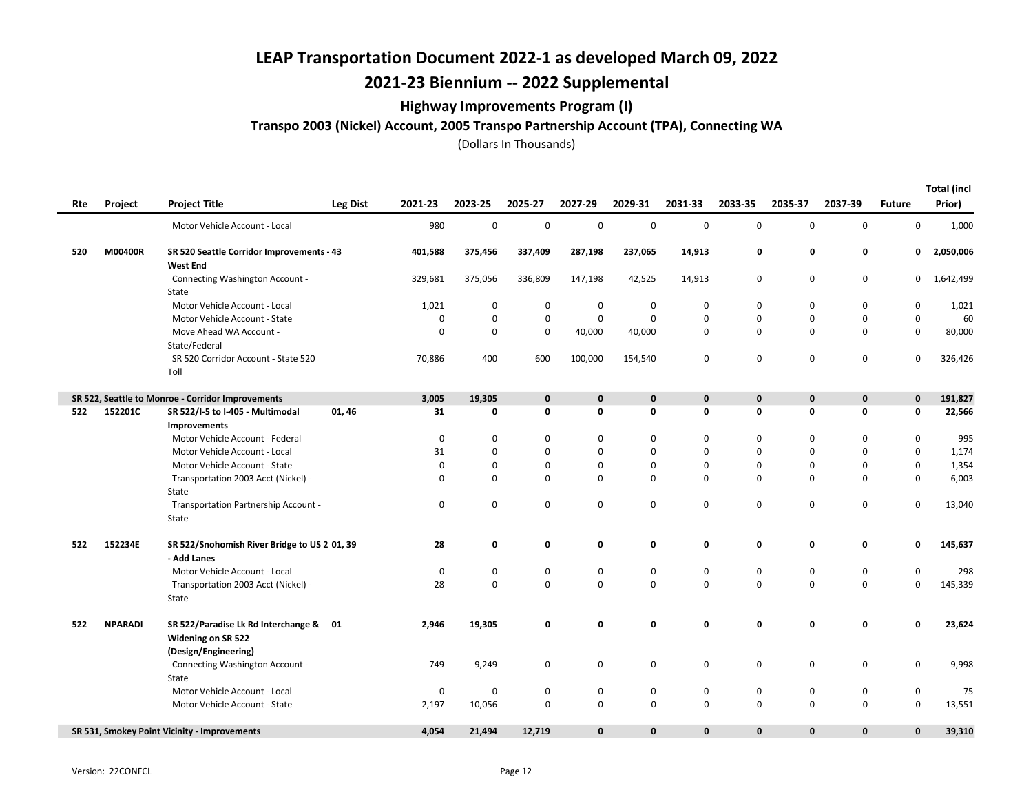# LEAP Transportation Document 2022-1 as developed March 09, 2022

## 2021-23 Biennium -- 2022 Supplemental

### Highway Improvements Program (I)

#### Transpo 2003 (Nickel) Account, 2005 Transpo Partnership Account (TPA), Connecting WA

(Dollars In Thousands)

| Rte | Project | Project Title | Leg Dist | 2021-23 | 2023-25 | 2025-27 | 2027-29 | 2029-31 | 2031-33 | 2033-35 | 2035-37 | 2037-39 | Future | Total (incl Prior) |
|---|---|---|---|---|---|---|---|---|---|---|---|---|---|---|
| | | Motor Vehicle Account - Local | | 980 | 0 | 0 | 0 | 0 | 0 | 0 | 0 | 0 | 0 | 1,000 |
| **520** | **M00400R** | **SR 520 Seattle Corridor Improvements - West End** | **43** | **401,588** | **375,456** | **337,409** | **287,198** | **237,065** | **14,913** | **0** | **0** | **0** | **0** | **2,050,006** |
| | | Connecting Washington Account - State | | 329,681 | 375,056 | 336,809 | 147,198 | 42,525 | 14,913 | 0 | 0 | 0 | 0 | 1,642,499 |
| | | Motor Vehicle Account - Local | | 1,021 | 0 | 0 | 0 | 0 | 0 | 0 | 0 | 0 | 0 | 1,021 |
| | | Motor Vehicle Account - State | | 0 | 0 | 0 | 0 | 0 | 0 | 0 | 0 | 0 | 0 | 60 |
| | | Move Ahead WA Account - State/Federal | | 0 | 0 | 0 | 40,000 | 40,000 | 0 | 0 | 0 | 0 | 0 | 80,000 |
| | | SR 520 Corridor Account - State 520 Toll | | 70,886 | 400 | 600 | 100,000 | 154,540 | 0 | 0 | 0 | 0 | 0 | 326,426 |
| **SR 522, Seattle to Monroe - Corridor Improvements** | | | | **3,005** | **19,305** | **0** | **0** | **0** | **0** | **0** | **0** | **0** | **0** | **191,827** |
| **522** | **152201C** | **SR 522/I-5 to I-405 - Multimodal Improvements** | **01, 46** | **31** | **0** | **0** | **0** | **0** | **0** | **0** | **0** | **0** | **0** | **22,566** |
| | | Motor Vehicle Account - Federal | | 0 | 0 | 0 | 0 | 0 | 0 | 0 | 0 | 0 | 0 | 995 |
| | | Motor Vehicle Account - Local | | 31 | 0 | 0 | 0 | 0 | 0 | 0 | 0 | 0 | 0 | 1,174 |
| | | Motor Vehicle Account - State | | 0 | 0 | 0 | 0 | 0 | 0 | 0 | 0 | 0 | 0 | 1,354 |
| | | Transportation 2003 Acct (Nickel) - State | | 0 | 0 | 0 | 0 | 0 | 0 | 0 | 0 | 0 | 0 | 6,003 |
| | | Transportation Partnership Account - State | | 0 | 0 | 0 | 0 | 0 | 0 | 0 | 0 | 0 | 0 | 13,040 |
| **522** | **152234E** | **SR 522/Snohomish River Bridge to US 2 - Add Lanes** | **01, 39** | **28** | **0** | **0** | **0** | **0** | **0** | **0** | **0** | **0** | **0** | **145,637** |
| | | Motor Vehicle Account - Local | | 0 | 0 | 0 | 0 | 0 | 0 | 0 | 0 | 0 | 0 | 298 |
| | | Transportation 2003 Acct (Nickel) - State | | 28 | 0 | 0 | 0 | 0 | 0 | 0 | 0 | 0 | 0 | 145,339 |
| **522** | **NPARADI** | **SR 522/Paradise Lk Rd Interchange & Widening on SR 522 (Design/Engineering)** | **01** | **2,946** | **19,305** | **0** | **0** | **0** | **0** | **0** | **0** | **0** | **0** | **23,624** |
| | | Connecting Washington Account - State | | 749 | 9,249 | 0 | 0 | 0 | 0 | 0 | 0 | 0 | 0 | 9,998 |
| | | Motor Vehicle Account - Local | | 0 | 0 | 0 | 0 | 0 | 0 | 0 | 0 | 0 | 0 | 75 |
| | | Motor Vehicle Account - State | | 2,197 | 10,056 | 0 | 0 | 0 | 0 | 0 | 0 | 0 | 0 | 13,551 |
| **SR 531, Smokey Point Vicinity - Improvements** | | | | **4,054** | **21,494** | **12,719** | **0** | **0** | **0** | **0** | **0** | **0** | **0** | **39,310** |

Version: 22CONFCL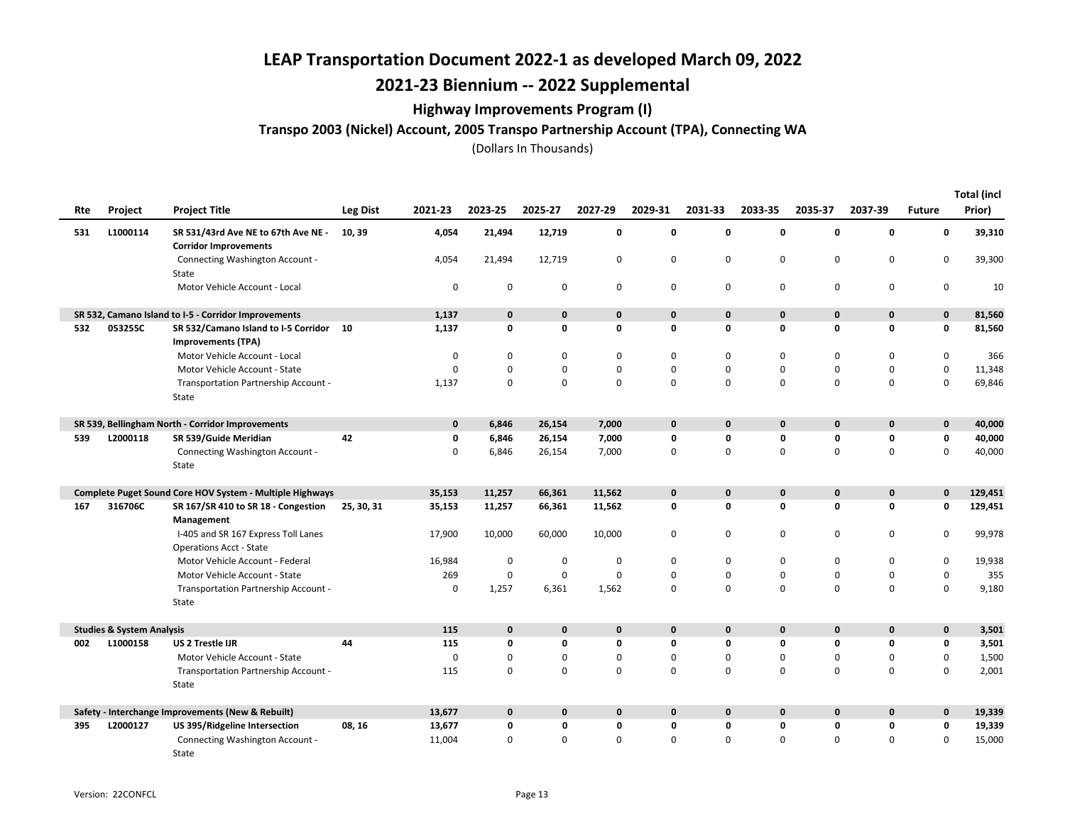# LEAP Transportation Document 2022-1 as developed March 09, 2022

## 2021-23 Biennium -- 2022 Supplemental

### Highway Improvements Program (I)

#### Transpo 2003 (Nickel) Account, 2005 Transpo Partnership Account (TPA), Connecting WA

(Dollars In Thousands)

| Rte | Project | Project Title | Leg Dist | 2021-23 | 2023-25 | 2025-27 | 2027-29 | 2029-31 | 2031-33 | 2033-35 | 2035-37 | 2037-39 | Future | Total (incl Prior) |
|---|---|---|---|---|---|---|---|---|---|---|---|---|---|---|
| **531** | **L1000114** | **SR 531/43rd Ave NE to 67th Ave NE - Corridor Improvements** | **10, 39** | **4,054** | **21,494** | **12,719** | **0** | **0** | **0** | **0** | **0** | **0** | **0** | **39,310** |
| | | Connecting Washington Account - State | | 4,054 | 21,494 | 12,719 | 0 | 0 | 0 | 0 | 0 | 0 | 0 | 39,300 |
| | | Motor Vehicle Account - Local | | 0 | 0 | 0 | 0 | 0 | 0 | 0 | 0 | 0 | 0 | 10 |
| **SR 532, Camano Island to I-5 - Corridor Improvements** | | | | **1,137** | **0** | **0** | **0** | **0** | **0** | **0** | **0** | **0** | **0** | **81,560** |
| **532** | **053255C** | **SR 532/Camano Island to I-5 Corridor Improvements (TPA)** | **10** | **1,137** | **0** | **0** | **0** | **0** | **0** | **0** | **0** | **0** | **0** | **81,560** |
| | | Motor Vehicle Account - Local | | 0 | 0 | 0 | 0 | 0 | 0 | 0 | 0 | 0 | 0 | 366 |
| | | Motor Vehicle Account - State | | 0 | 0 | 0 | 0 | 0 | 0 | 0 | 0 | 0 | 0 | 11,348 |
| | | Transportation Partnership Account - State | | 1,137 | 0 | 0 | 0 | 0 | 0 | 0 | 0 | 0 | 0 | 69,846 |
| **SR 539, Bellingham North - Corridor Improvements** | | | | **0** | **6,846** | **26,154** | **7,000** | **0** | **0** | **0** | **0** | **0** | **0** | **40,000** |
| **539** | **L2000118** | **SR 539/Guide Meridian** | **42** | **0** | **6,846** | **26,154** | **7,000** | **0** | **0** | **0** | **0** | **0** | **0** | **40,000** |
| | | Connecting Washington Account - State | | 0 | 6,846 | 26,154 | 7,000 | 0 | 0 | 0 | 0 | 0 | 0 | 40,000 |
| **Complete Puget Sound Core HOV System - Multiple Highways** | | | | **35,153** | **11,257** | **66,361** | **11,562** | **0** | **0** | **0** | **0** | **0** | **0** | **129,451** |
| **167** | **316706C** | **SR 167/SR 410 to SR 18 - Congestion Management** | **25, 30, 31** | **35,153** | **11,257** | **66,361** | **11,562** | **0** | **0** | **0** | **0** | **0** | **0** | **129,451** |
| | | I-405 and SR 167 Express Toll Lanes Operations Acct - State | | 17,900 | 10,000 | 60,000 | 10,000 | 0 | 0 | 0 | 0 | 0 | 0 | 99,978 |
| | | Motor Vehicle Account - Federal | | 16,984 | 0 | 0 | 0 | 0 | 0 | 0 | 0 | 0 | 0 | 19,938 |
| | | Motor Vehicle Account - State | | 269 | 0 | 0 | 0 | 0 | 0 | 0 | 0 | 0 | 0 | 355 |
| | | Transportation Partnership Account - State | | 0 | 1,257 | 6,361 | 1,562 | 0 | 0 | 0 | 0 | 0 | 0 | 9,180 |
| **Studies & System Analysis** | | | | **115** | **0** | **0** | **0** | **0** | **0** | **0** | **0** | **0** | **0** | **3,501** |
| **002** | **L1000158** | **US 2 Trestle IJR** | **44** | **115** | **0** | **0** | **0** | **0** | **0** | **0** | **0** | **0** | **0** | **3,501** |
| | | Motor Vehicle Account - State | | 0 | 0 | 0 | 0 | 0 | 0 | 0 | 0 | 0 | 0 | 1,500 |
| | | Transportation Partnership Account - State | | 115 | 0 | 0 | 0 | 0 | 0 | 0 | 0 | 0 | 0 | 2,001 |
| **Safety - Interchange Improvements (New & Rebuilt)** | | | | **13,677** | **0** | **0** | **0** | **0** | **0** | **0** | **0** | **0** | **0** | **19,339** |
| **395** | **L2000127** | **US 395/Ridgeline Intersection** | **08, 16** | **13,677** | **0** | **0** | **0** | **0** | **0** | **0** | **0** | **0** | **0** | **19,339** |
| | | Connecting Washington Account - State | | 11,004 | 0 | 0 | 0 | 0 | 0 | 0 | 0 | 0 | 0 | 15,000 |

Version: 22CONFCL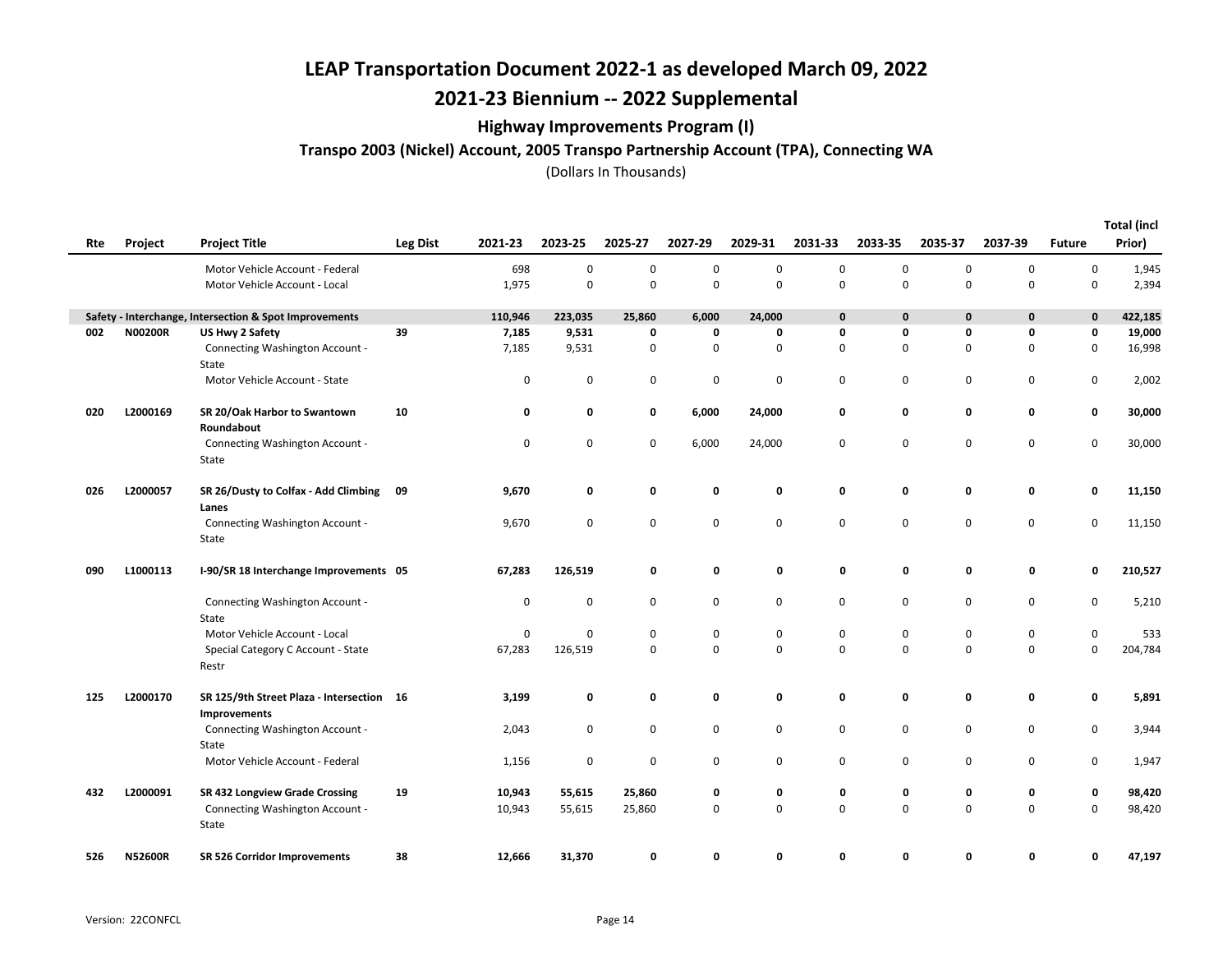# LEAP Transportation Document 2022-1 as developed March 09, 2022

## 2021-23 Biennium -- 2022 Supplemental

### Highway Improvements Program (I)

#### Transpo 2003 (Nickel) Account, 2005 Transpo Partnership Account (TPA), Connecting WA

(Dollars In Thousands)

| Rte | Project | Project Title | Leg Dist | 2021-23 | 2023-25 | 2025-27 | 2027-29 | 2029-31 | 2031-33 | 2033-35 | 2035-37 | 2037-39 | Future | Total (incl Prior) |
|---|---|---|---|---|---|---|---|---|---|---|---|---|---|---|
| | | Motor Vehicle Account - Federal | | 698 | 0 | 0 | 0 | 0 | 0 | 0 | 0 | 0 | 0 | 1,945 |
| | | Motor Vehicle Account - Local | | 1,975 | 0 | 0 | 0 | 0 | 0 | 0 | 0 | 0 | 0 | 2,394 |
| **Safety - Interchange, Intersection & Spot Improvements** | | | | **110,946** | **223,035** | **25,860** | **6,000** | **24,000** | **0** | **0** | **0** | **0** | **0** | **422,185** |
| **002** | **N00200R** | **US Hwy 2 Safety** | **39** | **7,185** | **9,531** | **0** | **0** | **0** | **0** | **0** | **0** | **0** | **0** | **19,000** |
| | | Connecting Washington Account - State | | 7,185 | 9,531 | 0 | 0 | 0 | 0 | 0 | 0 | 0 | 0 | 16,998 |
| | | Motor Vehicle Account - State | | 0 | 0 | 0 | 0 | 0 | 0 | 0 | 0 | 0 | 0 | 2,002 |
| **020** | **L2000169** | **SR 20/Oak Harbor to Swantown Roundabout** | **10** | **0** | **0** | **0** | **6,000** | **24,000** | **0** | **0** | **0** | **0** | **0** | **30,000** |
| | | Connecting Washington Account - State | | 0 | 0 | 0 | 6,000 | 24,000 | 0 | 0 | 0 | 0 | 0 | 30,000 |
| **026** | **L2000057** | **SR 26/Dusty to Colfax - Add Climbing Lanes** | **09** | **9,670** | **0** | **0** | **0** | **0** | **0** | **0** | **0** | **0** | **0** | **11,150** |
| | | Connecting Washington Account - State | | 9,670 | 0 | 0 | 0 | 0 | 0 | 0 | 0 | 0 | 0 | 11,150 |
| **090** | **L1000113** | **I-90/SR 18 Interchange Improvements** | **05** | **67,283** | **126,519** | **0** | **0** | **0** | **0** | **0** | **0** | **0** | **0** | **210,527** |
| | | Connecting Washington Account - State | | 0 | 0 | 0 | 0 | 0 | 0 | 0 | 0 | 0 | 0 | 5,210 |
| | | Motor Vehicle Account - Local | | 0 | 0 | 0 | 0 | 0 | 0 | 0 | 0 | 0 | 0 | 533 |
| | | Special Category C Account - State Restr | | 67,283 | 126,519 | 0 | 0 | 0 | 0 | 0 | 0 | 0 | 0 | 204,784 |
| **125** | **L2000170** | **SR 125/9th Street Plaza - Intersection Improvements** | **16** | **3,199** | **0** | **0** | **0** | **0** | **0** | **0** | **0** | **0** | **0** | **5,891** |
| | | Connecting Washington Account - State | | 2,043 | 0 | 0 | 0 | 0 | 0 | 0 | 0 | 0 | 0 | 3,944 |
| | | Motor Vehicle Account - Federal | | 1,156 | 0 | 0 | 0 | 0 | 0 | 0 | 0 | 0 | 0 | 1,947 |
| **432** | **L2000091** | **SR 432 Longview Grade Crossing** | **19** | **10,943** | **55,615** | **25,860** | **0** | **0** | **0** | **0** | **0** | **0** | **0** | **98,420** |
| | | Connecting Washington Account - State | | 10,943 | 55,615 | 25,860 | 0 | 0 | 0 | 0 | 0 | 0 | 0 | 98,420 |
| **526** | **N52600R** | **SR 526 Corridor Improvements** | **38** | **12,666** | **31,370** | **0** | **0** | **0** | **0** | **0** | **0** | **0** | **0** | **47,197** |

Version: 22CONFCL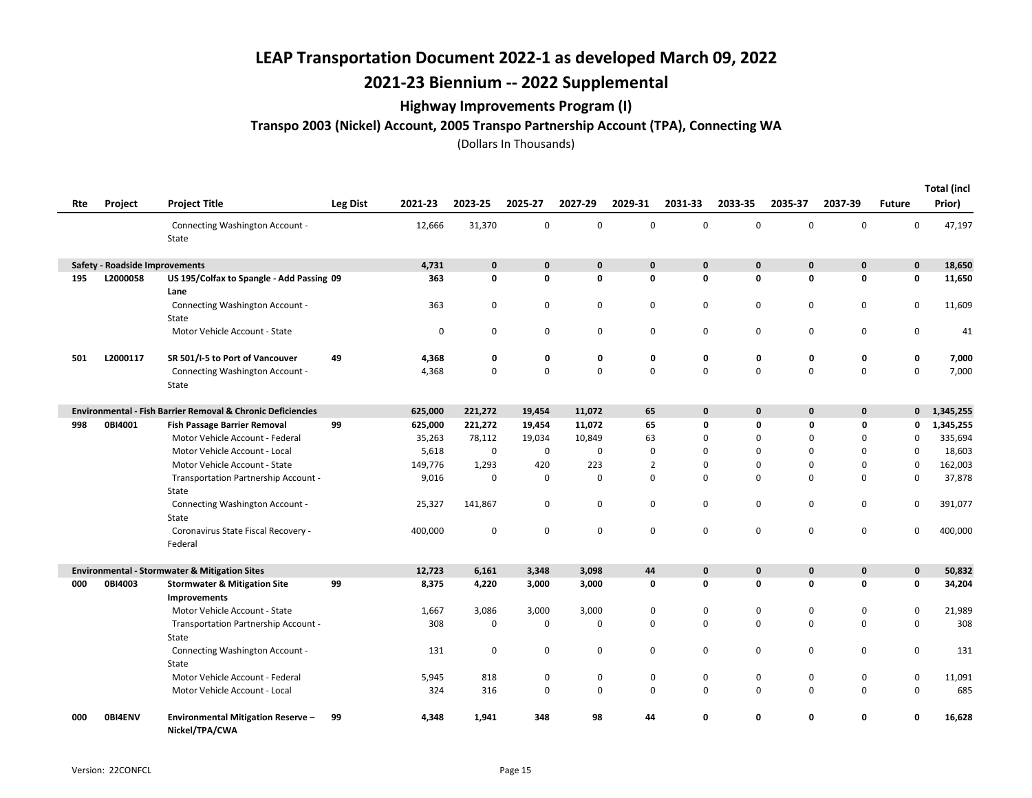# LEAP Transportation Document 2022-1 as developed March 09, 2022

## 2021-23 Biennium -- 2022 Supplemental

### Highway Improvements Program (I)

#### Transpo 2003 (Nickel) Account, 2005 Transpo Partnership Account (TPA), Connecting WA

(Dollars In Thousands)

| Rte | Project | Project Title | Leg Dist | 2021-23 | 2023-25 | 2025-27 | 2027-29 | 2029-31 | 2031-33 | 2033-35 | 2035-37 | 2037-39 | Future | Total (incl Prior) |
|---|---|---|---|---|---|---|---|---|---|---|---|---|---|---|
| | | Connecting Washington Account - State | | 12,666 | 31,370 | 0 | 0 | 0 | 0 | 0 | 0 | 0 | 0 | 47,197 |
| **Safety - Roadside Improvements** | | | | **4,731** | **0** | **0** | **0** | **0** | **0** | **0** | **0** | **0** | **0** | **18,650** |
| **195** | **L2000058** | **US 195/Colfax to Spangle - Add Passing Lane** | **09** | **363** | **0** | **0** | **0** | **0** | **0** | **0** | **0** | **0** | **0** | **11,650** |
| | | Connecting Washington Account - State | | 363 | 0 | 0 | 0 | 0 | 0 | 0 | 0 | 0 | 0 | 11,609 |
| | | Motor Vehicle Account - State | | 0 | 0 | 0 | 0 | 0 | 0 | 0 | 0 | 0 | 0 | 41 |
| **501** | **L2000117** | **SR 501/I-5 to Port of Vancouver** | **49** | **4,368** | **0** | **0** | **0** | **0** | **0** | **0** | **0** | **0** | **0** | **7,000** |
| | | Connecting Washington Account - State | | 4,368 | 0 | 0 | 0 | 0 | 0 | 0 | 0 | 0 | 0 | 7,000 |
| **Environmental - Fish Barrier Removal & Chronic Deficiencies** | | | | **625,000** | **221,272** | **19,454** | **11,072** | **65** | **0** | **0** | **0** | **0** | **0** | **1,345,255** |
| **998** | **0BI4001** | **Fish Passage Barrier Removal** | **99** | **625,000** | **221,272** | **19,454** | **11,072** | **65** | **0** | **0** | **0** | **0** | **0** | **1,345,255** |
| | | Motor Vehicle Account - Federal | | 35,263 | 78,112 | 19,034 | 10,849 | 63 | 0 | 0 | 0 | 0 | 0 | 335,694 |
| | | Motor Vehicle Account - Local | | 5,618 | 0 | 0 | 0 | 0 | 0 | 0 | 0 | 0 | 0 | 18,603 |
| | | Motor Vehicle Account - State | | 149,776 | 1,293 | 420 | 223 | 2 | 0 | 0 | 0 | 0 | 0 | 162,003 |
| | | Transportation Partnership Account - State | | 9,016 | 0 | 0 | 0 | 0 | 0 | 0 | 0 | 0 | 0 | 37,878 |
| | | Connecting Washington Account - State | | 25,327 | 141,867 | 0 | 0 | 0 | 0 | 0 | 0 | 0 | 0 | 391,077 |
| | | Coronavirus State Fiscal Recovery - Federal | | 400,000 | 0 | 0 | 0 | 0 | 0 | 0 | 0 | 0 | 0 | 400,000 |
| **Environmental - Stormwater & Mitigation Sites** | | | | **12,723** | **6,161** | **3,348** | **3,098** | **44** | **0** | **0** | **0** | **0** | **0** | **50,832** |
| **000** | **0BI4003** | **Stormwater & Mitigation Site Improvements** | **99** | **8,375** | **4,220** | **3,000** | **3,000** | **0** | **0** | **0** | **0** | **0** | **0** | **34,204** |
| | | Motor Vehicle Account - State | | 1,667 | 3,086 | 3,000 | 3,000 | 0 | 0 | 0 | 0 | 0 | 0 | 21,989 |
| | | Transportation Partnership Account - State | | 308 | 0 | 0 | 0 | 0 | 0 | 0 | 0 | 0 | 0 | 308 |
| | | Connecting Washington Account - State | | 131 | 0 | 0 | 0 | 0 | 0 | 0 | 0 | 0 | 0 | 131 |
| | | Motor Vehicle Account - Federal | | 5,945 | 818 | 0 | 0 | 0 | 0 | 0 | 0 | 0 | 0 | 11,091 |
| | | Motor Vehicle Account - Local | | 324 | 316 | 0 | 0 | 0 | 0 | 0 | 0 | 0 | 0 | 685 |
| **000** | **0BI4ENV** | **Environmental Mitigation Reserve – Nickel/TPA/CWA** | **99** | **4,348** | **1,941** | **348** | **98** | **44** | **0** | **0** | **0** | **0** | **0** | **16,628** |

Version: 22CONFCL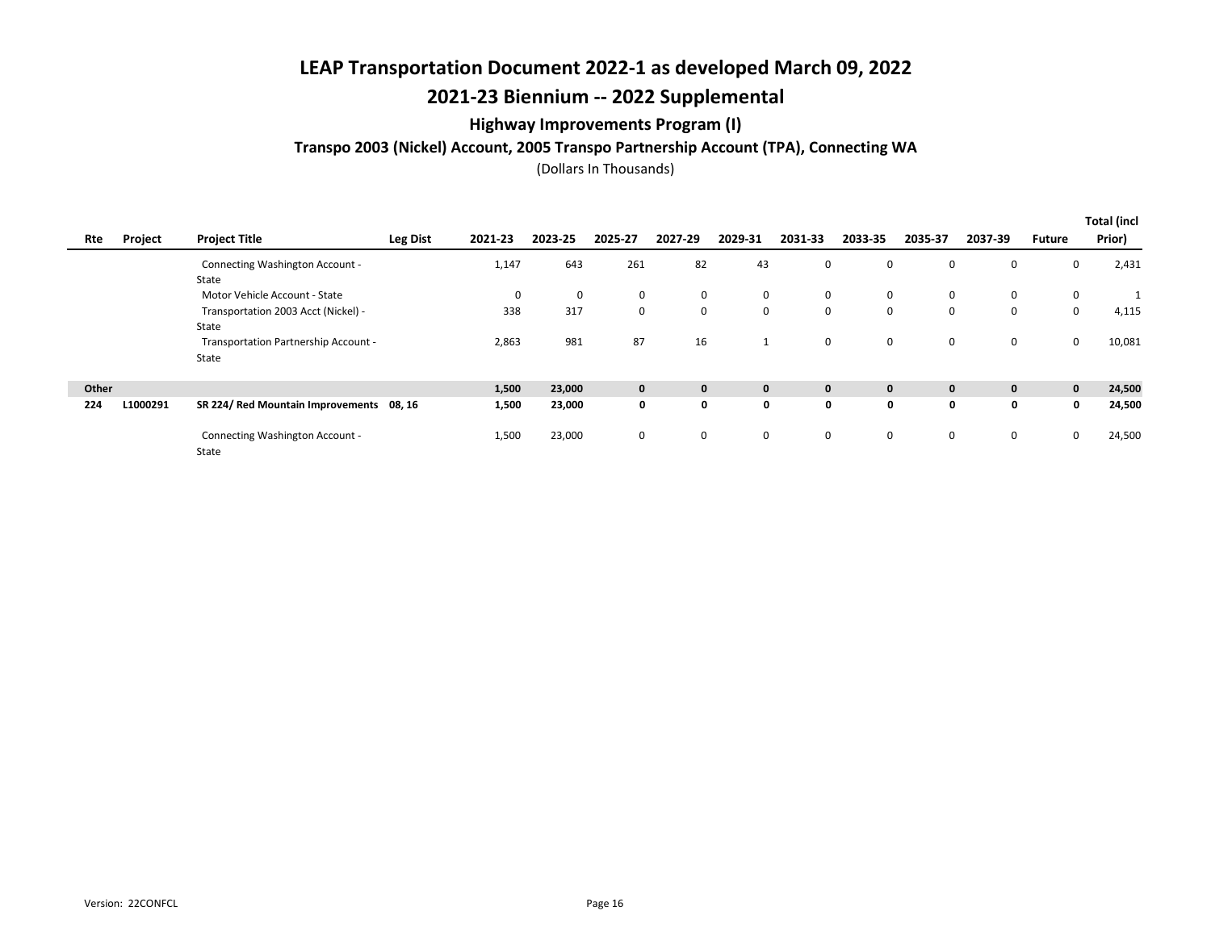# LEAP Transportation Document 2022-1 as developed March 09, 2022

# 2021-23 Biennium -- 2022 Supplemental

### Highway Improvements Program (I)

### Transpo 2003 (Nickel) Account, 2005 Transpo Partnership Account (TPA), Connecting WA

(Dollars In Thousands)

| Rte | Project | Project Title | Leg Dist | 2021-23 | 2023-25 | 2025-27 | 2027-29 | 2029-31 | 2031-33 | 2033-35 | 2035-37 | 2037-39 | Future | Total (incl Prior) |
|---|---|---|---|---|---|---|---|---|---|---|---|---|---|---|
| | | Connecting Washington Account - State | | 1,147 | 643 | 261 | 82 | 43 | 0 | 0 | 0 | 0 | 0 | 2,431 |
| | | Motor Vehicle Account - State | | 0 | 0 | 0 | 0 | 0 | 0 | 0 | 0 | 0 | 0 | 1 |
| | | Transportation 2003 Acct (Nickel) - State | | 338 | 317 | 0 | 0 | 0 | 0 | 0 | 0 | 0 | 0 | 4,115 |
| | | Transportation Partnership Account - State | | 2,863 | 981 | 87 | 16 | 1 | 0 | 0 | 0 | 0 | 0 | 10,081 |
| **Other** | | | | **1,500** | **23,000** | **0** | **0** | **0** | **0** | **0** | **0** | **0** | **0** | **24,500** |
| **224** | **L1000291** | **SR 224/ Red Mountain Improvements** | **08, 16** | **1,500** | **23,000** | **0** | **0** | **0** | **0** | **0** | **0** | **0** | **0** | **24,500** |
| | | Connecting Washington Account - State | | 1,500 | 23,000 | 0 | 0 | 0 | 0 | 0 | 0 | 0 | 0 | 24,500 |

Version: 22CONFCL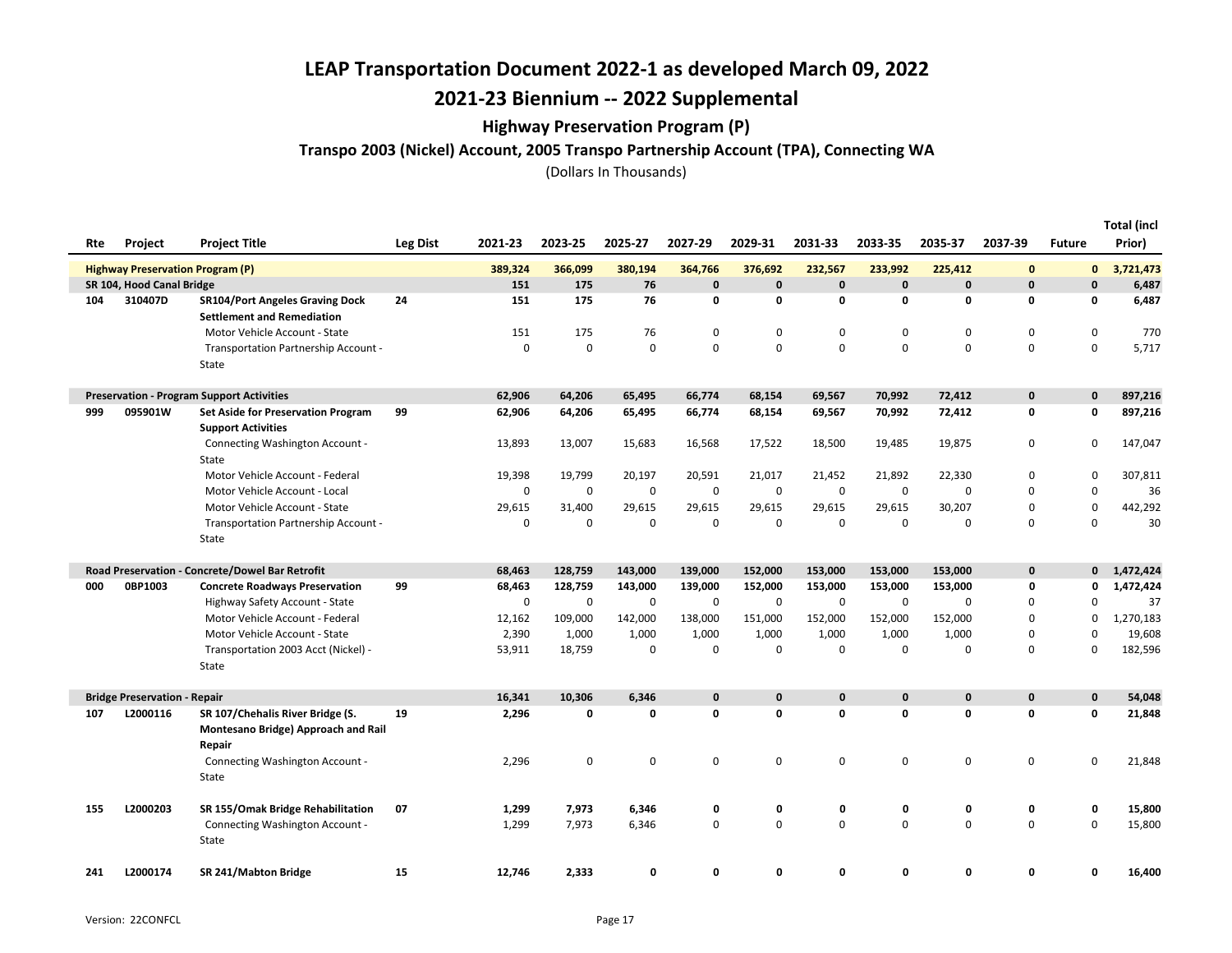# LEAP Transportation Document 2022-1 as developed March 09, 2022

# 2021-23 Biennium -- 2022 Supplemental

## Highway Preservation Program (P)

### Transpo 2003 (Nickel) Account, 2005 Transpo Partnership Account (TPA), Connecting WA

(Dollars In Thousands)

| Rte | Project | Project Title | Leg Dist | 2021-23 | 2023-25 | 2025-27 | 2027-29 | 2029-31 | 2031-33 | 2033-35 | 2035-37 | 2037-39 | Future | Total (incl Prior) |
|---|---|---|---|---|---|---|---|---|---|---|---|---|---|---|
| **Highway Preservation Program (P)** | | | | **389,324** | **366,099** | **380,194** | **364,766** | **376,692** | **232,567** | **233,992** | **225,412** | **0** | **0** | **3,721,473** |
| **SR 104, Hood Canal Bridge** | | | | **151** | **175** | **76** | **0** | **0** | **0** | **0** | **0** | **0** | **0** | **6,487** |
| 104 | 310407D | **SR104/Port Angeles Graving Dock Settlement and Remediation** | 24 | **151** | **175** | **76** | **0** | **0** | **0** | **0** | **0** | **0** | **0** | **6,487** |
| | | Motor Vehicle Account - State | | 151 | 175 | 76 | 0 | 0 | 0 | 0 | 0 | 0 | 0 | 770 |
| | | Transportation Partnership Account - State | | 0 | 0 | 0 | 0 | 0 | 0 | 0 | 0 | 0 | 0 | 5,717 |
| **Preservation - Program Support Activities** | | | | **62,906** | **64,206** | **65,495** | **66,774** | **68,154** | **69,567** | **70,992** | **72,412** | **0** | **0** | **897,216** |
| 999 | 095901W | **Set Aside for Preservation Program Support Activities** | 99 | **62,906** | **64,206** | **65,495** | **66,774** | **68,154** | **69,567** | **70,992** | **72,412** | **0** | **0** | **897,216** |
| | | Connecting Washington Account - State | | 13,893 | 13,007 | 15,683 | 16,568 | 17,522 | 18,500 | 19,485 | 19,875 | 0 | 0 | 147,047 |
| | | Motor Vehicle Account - Federal | | 19,398 | 19,799 | 20,197 | 20,591 | 21,017 | 21,452 | 21,892 | 22,330 | 0 | 0 | 307,811 |
| | | Motor Vehicle Account - Local | | 0 | 0 | 0 | 0 | 0 | 0 | 0 | 0 | 0 | 0 | 36 |
| | | Motor Vehicle Account - State | | 29,615 | 31,400 | 29,615 | 29,615 | 29,615 | 29,615 | 29,615 | 30,207 | 0 | 0 | 442,292 |
| | | Transportation Partnership Account - State | | 0 | 0 | 0 | 0 | 0 | 0 | 0 | 0 | 0 | 0 | 30 |
| **Road Preservation - Concrete/Dowel Bar Retrofit** | | | | **68,463** | **128,759** | **143,000** | **139,000** | **152,000** | **153,000** | **153,000** | **153,000** | **0** | **0** | **1,472,424** |
| 000 | 0BP1003 | **Concrete Roadways Preservation** | 99 | **68,463** | **128,759** | **143,000** | **139,000** | **152,000** | **153,000** | **153,000** | **153,000** | **0** | **0** | **1,472,424** |
| | | Highway Safety Account - State | | 0 | 0 | 0 | 0 | 0 | 0 | 0 | 0 | 0 | 0 | 37 |
| | | Motor Vehicle Account - Federal | | 12,162 | 109,000 | 142,000 | 138,000 | 151,000 | 152,000 | 152,000 | 152,000 | 0 | 0 | 1,270,183 |
| | | Motor Vehicle Account - State | | 2,390 | 1,000 | 1,000 | 1,000 | 1,000 | 1,000 | 1,000 | 1,000 | 0 | 0 | 19,608 |
| | | Transportation 2003 Acct (Nickel) - State | | 53,911 | 18,759 | 0 | 0 | 0 | 0 | 0 | 0 | 0 | 0 | 182,596 |
| **Bridge Preservation - Repair** | | | | **16,341** | **10,306** | **6,346** | **0** | **0** | **0** | **0** | **0** | **0** | **0** | **54,048** |
| 107 | L2000116 | **SR 107/Chehalis River Bridge (S. Montesano Bridge) Approach and Rail Repair** | 19 | **2,296** | **0** | **0** | **0** | **0** | **0** | **0** | **0** | **0** | **0** | **21,848** |
| | | Connecting Washington Account - State | | 2,296 | 0 | 0 | 0 | 0 | 0 | 0 | 0 | 0 | 0 | 21,848 |
| 155 | L2000203 | **SR 155/Omak Bridge Rehabilitation** | 07 | **1,299** | **7,973** | **6,346** | **0** | **0** | **0** | **0** | **0** | **0** | **0** | **15,800** |
| | | Connecting Washington Account - State | | 1,299 | 7,973 | 6,346 | 0 | 0 | 0 | 0 | 0 | 0 | 0 | 15,800 |
| 241 | L2000174 | **SR 241/Mabton Bridge** | 15 | **12,746** | **2,333** | **0** | **0** | **0** | **0** | **0** | **0** | **0** | **0** | **16,400** |

Version: 22CONFCL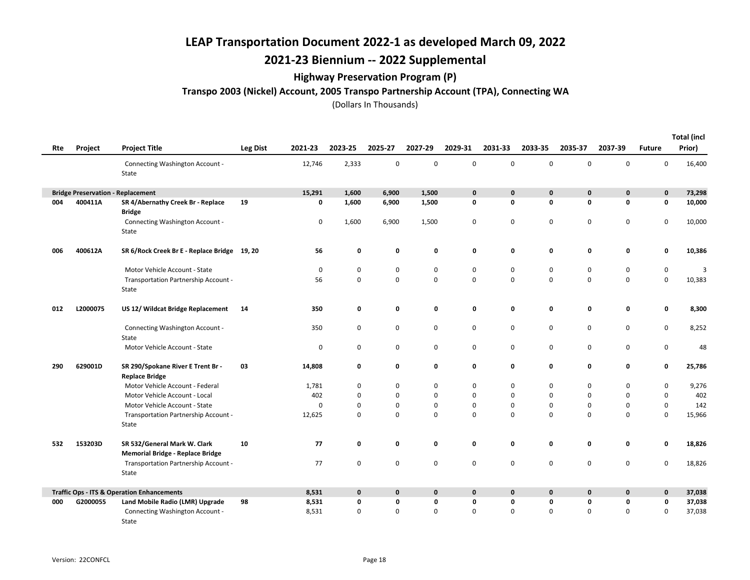# LEAP Transportation Document 2022-1 as developed March 09, 2022

## 2021-23 Biennium -- 2022 Supplemental

### Highway Preservation Program (P)

#### Transpo 2003 (Nickel) Account, 2005 Transpo Partnership Account (TPA), Connecting WA

(Dollars In Thousands)

| Rte | Project | Project Title | Leg Dist | 2021-23 | 2023-25 | 2025-27 | 2027-29 | 2029-31 | 2031-33 | 2033-35 | 2035-37 | 2037-39 | Future | Total (incl Prior) |
|---|---|---|---|---|---|---|---|---|---|---|---|---|---|---|
| | | Connecting Washington Account - State | | 12,746 | 2,333 | 0 | 0 | 0 | 0 | 0 | 0 | 0 | 0 | 16,400 |
| **Bridge Preservation - Replacement** | | | | **15,291** | **1,600** | **6,900** | **1,500** | **0** | **0** | **0** | **0** | **0** | **0** | **73,298** |
| **004** | **400411A** | **SR 4/Abernathy Creek Br - Replace Bridge** | **19** | **0** | **1,600** | **6,900** | **1,500** | **0** | **0** | **0** | **0** | **0** | **0** | **10,000** |
| | | Connecting Washington Account - State | | 0 | 1,600 | 6,900 | 1,500 | 0 | 0 | 0 | 0 | 0 | 0 | 10,000 |
| **006** | **400612A** | **SR 6/Rock Creek Br E - Replace Bridge** | **19, 20** | **56** | **0** | **0** | **0** | **0** | **0** | **0** | **0** | **0** | **0** | **10,386** |
| | | Motor Vehicle Account - State | | 0 | 0 | 0 | 0 | 0 | 0 | 0 | 0 | 0 | 0 | 3 |
| | | Transportation Partnership Account - State | | 56 | 0 | 0 | 0 | 0 | 0 | 0 | 0 | 0 | 0 | 10,383 |
| **012** | **L2000075** | **US 12/ Wildcat Bridge Replacement** | **14** | **350** | **0** | **0** | **0** | **0** | **0** | **0** | **0** | **0** | **0** | **8,300** |
| | | Connecting Washington Account - State | | 350 | 0 | 0 | 0 | 0 | 0 | 0 | 0 | 0 | 0 | 8,252 |
| | | Motor Vehicle Account - State | | 0 | 0 | 0 | 0 | 0 | 0 | 0 | 0 | 0 | 0 | 48 |
| **290** | **629001D** | **SR 290/Spokane River E Trent Br - Replace Bridge** | **03** | **14,808** | **0** | **0** | **0** | **0** | **0** | **0** | **0** | **0** | **0** | **25,786** |
| | | Motor Vehicle Account - Federal | | 1,781 | 0 | 0 | 0 | 0 | 0 | 0 | 0 | 0 | 0 | 9,276 |
| | | Motor Vehicle Account - Local | | 402 | 0 | 0 | 0 | 0 | 0 | 0 | 0 | 0 | 0 | 402 |
| | | Motor Vehicle Account - State | | 0 | 0 | 0 | 0 | 0 | 0 | 0 | 0 | 0 | 0 | 142 |
| | | Transportation Partnership Account - State | | 12,625 | 0 | 0 | 0 | 0 | 0 | 0 | 0 | 0 | 0 | 15,966 |
| **532** | **153203D** | **SR 532/General Mark W. Clark Memorial Bridge - Replace Bridge** | **10** | **77** | **0** | **0** | **0** | **0** | **0** | **0** | **0** | **0** | **0** | **18,826** |
| | | Transportation Partnership Account - State | | 77 | 0 | 0 | 0 | 0 | 0 | 0 | 0 | 0 | 0 | 18,826 |
| **Traffic Ops - ITS & Operation Enhancements** | | | | **8,531** | **0** | **0** | **0** | **0** | **0** | **0** | **0** | **0** | **0** | **37,038** |
| **000** | **G2000055** | **Land Mobile Radio (LMR) Upgrade** | **98** | **8,531** | **0** | **0** | **0** | **0** | **0** | **0** | **0** | **0** | **0** | **37,038** |
| | | Connecting Washington Account - State | | 8,531 | 0 | 0 | 0 | 0 | 0 | 0 | 0 | 0 | 0 | 37,038 |

Version: 22CONFCL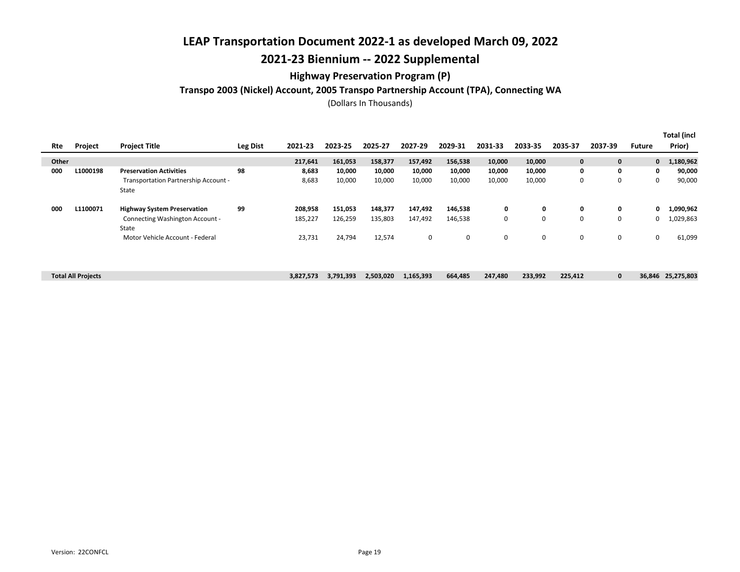# LEAP Transportation Document 2022-1 as developed March 09, 2022

## 2021-23 Biennium -- 2022 Supplemental

### Highway Preservation Program (P)

**Transpo 2003 (Nickel) Account, 2005 Transpo Partnership Account (TPA), Connecting WA**

(Dollars In Thousands)

| Rte | Project | Project Title | Leg Dist | 2021-23 | 2023-25 | 2025-27 | 2027-29 | 2029-31 | 2031-33 | 2033-35 | 2035-37 | 2037-39 | Future | Total (incl Prior) |
|---|---|---|---|---|---|---|---|---|---|---|---|---|---|---|
| **Other** | | | | **217,641** | **161,053** | **158,377** | **157,492** | **156,538** | **10,000** | **10,000** | **0** | **0** | **0** | **1,180,962** |
| **000** | **L1000198** | **Preservation Activities** | **98** | **8,683** | **10,000** | **10,000** | **10,000** | **10,000** | **10,000** | **10,000** | **0** | **0** | **0** | **90,000** |
| | | Transportation Partnership Account - State | | 8,683 | 10,000 | 10,000 | 10,000 | 10,000 | 10,000 | 10,000 | 0 | 0 | 0 | 90,000 |
| **000** | **L1100071** | **Highway System Preservation** | **99** | **208,958** | **151,053** | **148,377** | **147,492** | **146,538** | **0** | **0** | **0** | **0** | **0** | **1,090,962** |
| | | Connecting Washington Account - State | | 185,227 | 126,259 | 135,803 | 147,492 | 146,538 | 0 | 0 | 0 | 0 | 0 | 1,029,863 |
| | | Motor Vehicle Account - Federal | | 23,731 | 24,794 | 12,574 | 0 | 0 | 0 | 0 | 0 | 0 | 0 | 61,099 |
| **Total All Projects** | | | | **3,827,573** | **3,791,393** | **2,503,020** | **1,165,393** | **664,485** | **247,480** | **233,992** | **225,412** | **0** | **36,846** | **25,275,803** |

Version: 22CONFCL